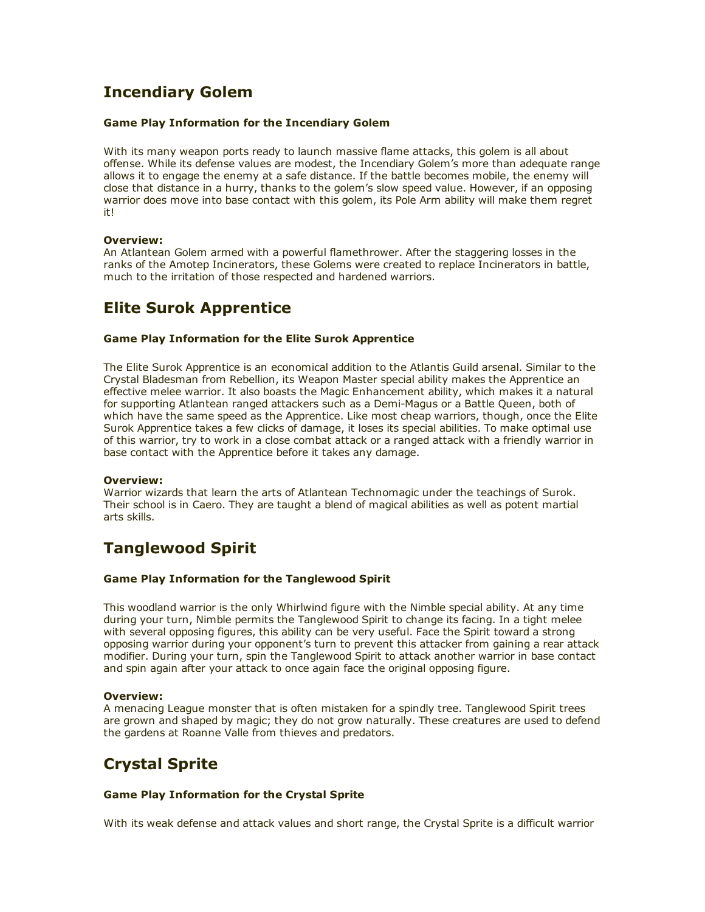## Incendiary Golem

#### Game Play Information for the Incendiary Golem

With its many weapon ports ready to launch massive flame attacks, this golem is all about offense. While its defense values are modest, the Incendiary Golem's more than adequate range allows it to engage the enemy at a safe distance. If the battle becomes mobile, the enemy will close that distance in a hurry, thanks to the golem's slow speed value. However, if an opposing warrior does move into base contact with this golem, its Pole Arm ability will make them regret it!

**Overview:**
An Atlantean Golem armed with a powerful flamethrower. After the staggering losses in the ranks of the Amotep Incinerators, these Golems were created to replace Incinerators in battle, much to the irritation of those respected and hardened warriors.

## Elite Surok Apprentice

#### Game Play Information for the Elite Surok Apprentice

The Elite Surok Apprentice is an economical addition to the Atlantis Guild arsenal. Similar to the Crystal Bladesman from Rebellion, its Weapon Master special ability makes the Apprentice an effective melee warrior. It also boasts the Magic Enhancement ability, which makes it a natural for supporting Atlantean ranged attackers such as a Demi-Magus or a Battle Queen, both of which have the same speed as the Apprentice. Like most cheap warriors, though, once the Elite Surok Apprentice takes a few clicks of damage, it loses its special abilities. To make optimal use of this warrior, try to work in a close combat attack or a ranged attack with a friendly warrior in base contact with the Apprentice before it takes any damage.

**Overview:**
Warrior wizards that learn the arts of Atlantean Technomagic under the teachings of Surok. Their school is in Caero. They are taught a blend of magical abilities as well as potent martial arts skills.

## Tanglewood Spirit

#### Game Play Information for the Tanglewood Spirit

This woodland warrior is the only Whirlwind figure with the Nimble special ability. At any time during your turn, Nimble permits the Tanglewood Spirit to change its facing. In a tight melee with several opposing figures, this ability can be very useful. Face the Spirit toward a strong opposing warrior during your opponent's turn to prevent this attacker from gaining a rear attack modifier. During your turn, spin the Tanglewood Spirit to attack another warrior in base contact and spin again after your attack to once again face the original opposing figure.

**Overview:**
A menacing League monster that is often mistaken for a spindly tree. Tanglewood Spirit trees are grown and shaped by magic; they do not grow naturally. These creatures are used to defend the gardens at Roanne Valle from thieves and predators.

## Crystal Sprite

#### Game Play Information for the Crystal Sprite

With its weak defense and attack values and short range, the Crystal Sprite is a difficult warrior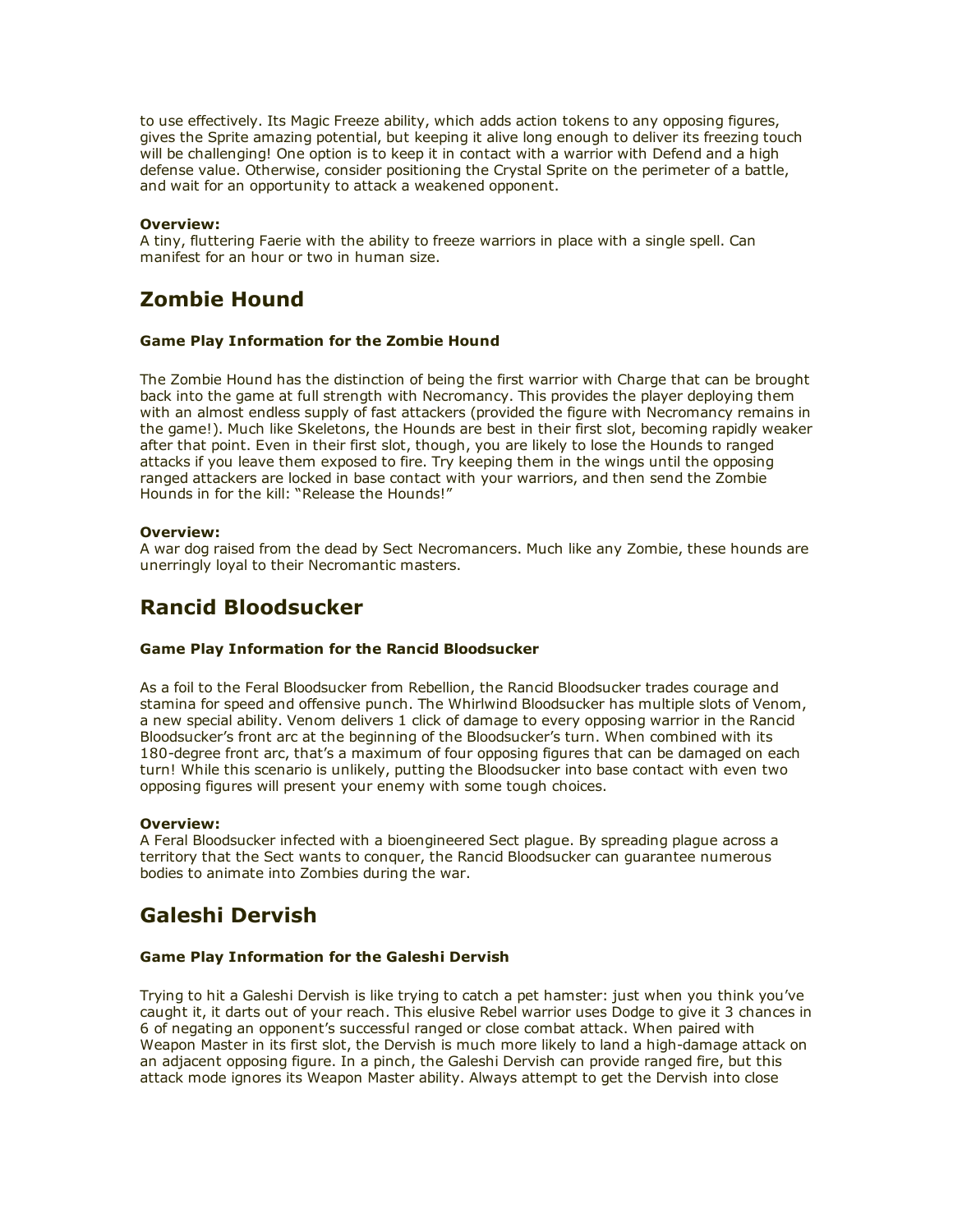to use effectively. Its Magic Freeze ability, which adds action tokens to any opposing figures, gives the Sprite amazing potential, but keeping it alive long enough to deliver its freezing touch will be challenging! One option is to keep it in contact with a warrior with Defend and a high defense value. Otherwise, consider positioning the Crystal Sprite on the perimeter of a battle, and wait for an opportunity to attack a weakened opponent.

**Overview:**
A tiny, fluttering Faerie with the ability to freeze warriors in place with a single spell. Can manifest for an hour or two in human size.

## Zombie Hound

#### Game Play Information for the Zombie Hound

The Zombie Hound has the distinction of being the first warrior with Charge that can be brought back into the game at full strength with Necromancy. This provides the player deploying them with an almost endless supply of fast attackers (provided the figure with Necromancy remains in the game!). Much like Skeletons, the Hounds are best in their first slot, becoming rapidly weaker after that point. Even in their first slot, though, you are likely to lose the Hounds to ranged attacks if you leave them exposed to fire. Try keeping them in the wings until the opposing ranged attackers are locked in base contact with your warriors, and then send the Zombie Hounds in for the kill: "Release the Hounds!"

**Overview:**
A war dog raised from the dead by Sect Necromancers. Much like any Zombie, these hounds are unerringly loyal to their Necromantic masters.

## Rancid Bloodsucker

#### Game Play Information for the Rancid Bloodsucker

As a foil to the Feral Bloodsucker from Rebellion, the Rancid Bloodsucker trades courage and stamina for speed and offensive punch. The Whirlwind Bloodsucker has multiple slots of Venom, a new special ability. Venom delivers 1 click of damage to every opposing warrior in the Rancid Bloodsucker's front arc at the beginning of the Bloodsucker's turn. When combined with its 180-degree front arc, that's a maximum of four opposing figures that can be damaged on each turn! While this scenario is unlikely, putting the Bloodsucker into base contact with even two opposing figures will present your enemy with some tough choices.

**Overview:**
A Feral Bloodsucker infected with a bioengineered Sect plague. By spreading plague across a territory that the Sect wants to conquer, the Rancid Bloodsucker can guarantee numerous bodies to animate into Zombies during the war.

## Galeshi Dervish

#### Game Play Information for the Galeshi Dervish

Trying to hit a Galeshi Dervish is like trying to catch a pet hamster: just when you think you've caught it, it darts out of your reach. This elusive Rebel warrior uses Dodge to give it 3 chances in 6 of negating an opponent's successful ranged or close combat attack. When paired with Weapon Master in its first slot, the Dervish is much more likely to land a high-damage attack on an adjacent opposing figure. In a pinch, the Galeshi Dervish can provide ranged fire, but this attack mode ignores its Weapon Master ability. Always attempt to get the Dervish into close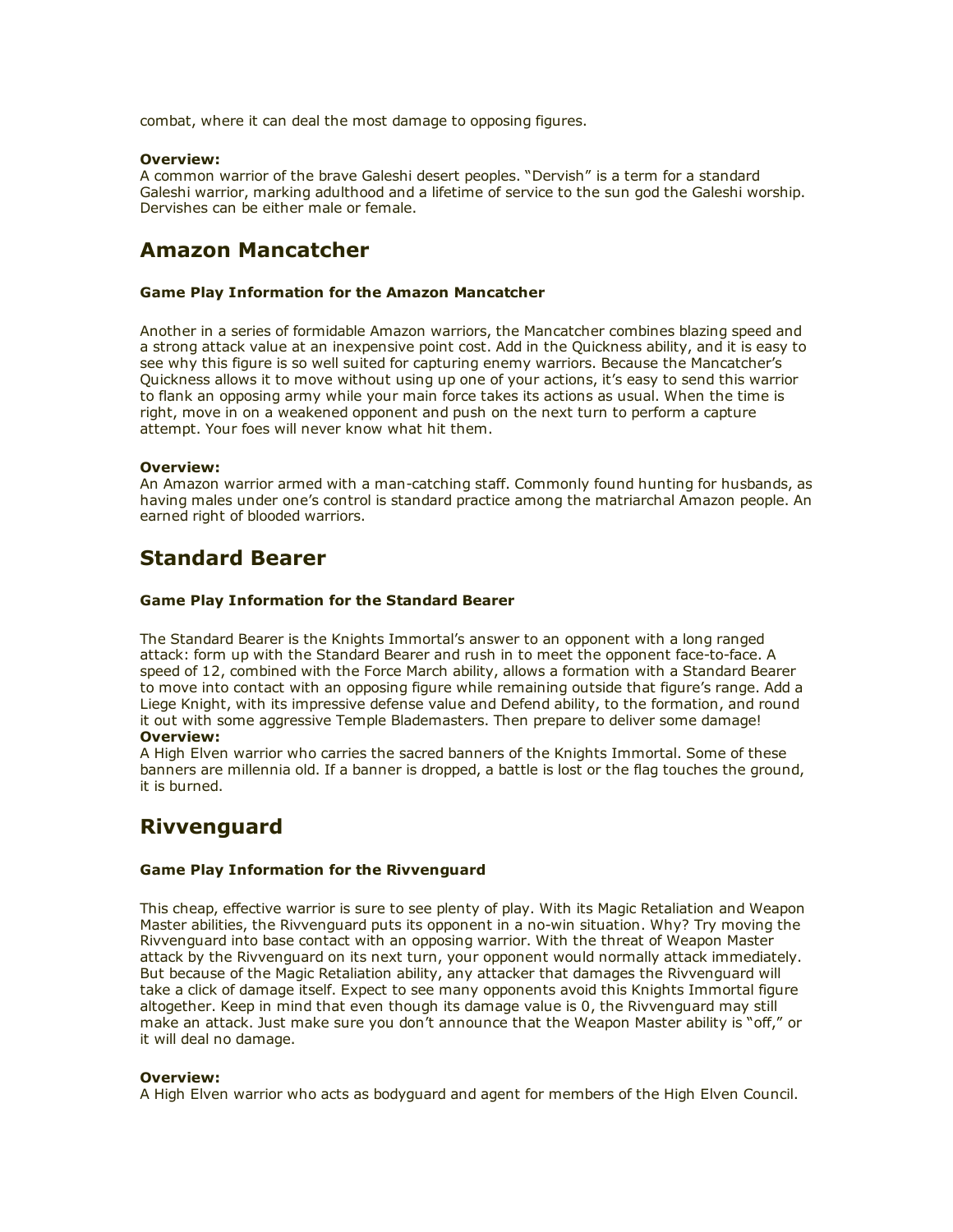combat, where it can deal the most damage to opposing figures.

**Overview:**
A common warrior of the brave Galeshi desert peoples. "Dervish" is a term for a standard Galeshi warrior, marking adulthood and a lifetime of service to the sun god the Galeshi worship. Dervishes can be either male or female.

## Amazon Mancatcher

#### Game Play Information for the Amazon Mancatcher

Another in a series of formidable Amazon warriors, the Mancatcher combines blazing speed and a strong attack value at an inexpensive point cost. Add in the Quickness ability, and it is easy to see why this figure is so well suited for capturing enemy warriors. Because the Mancatcher's Quickness allows it to move without using up one of your actions, it's easy to send this warrior to flank an opposing army while your main force takes its actions as usual. When the time is right, move in on a weakened opponent and push on the next turn to perform a capture attempt. Your foes will never know what hit them.

**Overview:**
An Amazon warrior armed with a man-catching staff. Commonly found hunting for husbands, as having males under one's control is standard practice among the matriarchal Amazon people. An earned right of blooded warriors.

## Standard Bearer

#### Game Play Information for the Standard Bearer

The Standard Bearer is the Knights Immortal's answer to an opponent with a long ranged attack: form up with the Standard Bearer and rush in to meet the opponent face-to-face. A speed of 12, combined with the Force March ability, allows a formation with a Standard Bearer to move into contact with an opposing figure while remaining outside that figure's range. Add a Liege Knight, with its impressive defense value and Defend ability, to the formation, and round it out with some aggressive Temple Blademasters. Then prepare to deliver some damage!

**Overview:**
A High Elven warrior who carries the sacred banners of the Knights Immortal. Some of these banners are millennia old. If a banner is dropped, a battle is lost or the flag touches the ground, it is burned.

## Rivvenguard

#### Game Play Information for the Rivvenguard

This cheap, effective warrior is sure to see plenty of play. With its Magic Retaliation and Weapon Master abilities, the Rivvenguard puts its opponent in a no-win situation. Why? Try moving the Rivvenguard into base contact with an opposing warrior. With the threat of Weapon Master attack by the Rivvenguard on its next turn, your opponent would normally attack immediately. But because of the Magic Retaliation ability, any attacker that damages the Rivvenguard will take a click of damage itself. Expect to see many opponents avoid this Knights Immortal figure altogether. Keep in mind that even though its damage value is 0, the Rivvenguard may still make an attack. Just make sure you don't announce that the Weapon Master ability is "off," or it will deal no damage.

**Overview:**
A High Elven warrior who acts as bodyguard and agent for members of the High Elven Council.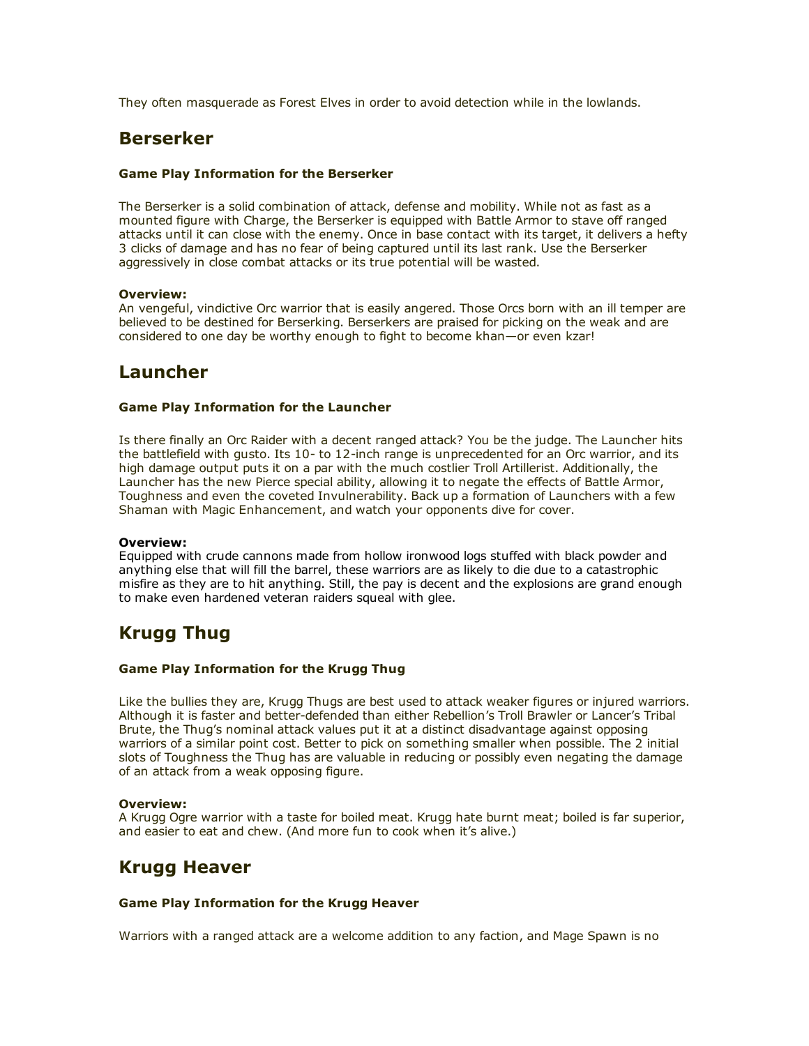They often masquerade as Forest Elves in order to avoid detection while in the lowlands.

## Berserker

#### Game Play Information for the Berserker

The Berserker is a solid combination of attack, defense and mobility. While not as fast as a mounted figure with Charge, the Berserker is equipped with Battle Armor to stave off ranged attacks until it can close with the enemy. Once in base contact with its target, it delivers a hefty 3 clicks of damage and has no fear of being captured until its last rank. Use the Berserker aggressively in close combat attacks or its true potential will be wasted.

**Overview:**
An vengeful, vindictive Orc warrior that is easily angered. Those Orcs born with an ill temper are believed to be destined for Berserking. Berserkers are praised for picking on the weak and are considered to one day be worthy enough to fight to become khan—or even kzar!

## Launcher

#### Game Play Information for the Launcher

Is there finally an Orc Raider with a decent ranged attack? You be the judge. The Launcher hits the battlefield with gusto. Its 10- to 12-inch range is unprecedented for an Orc warrior, and its high damage output puts it on a par with the much costlier Troll Artillerist. Additionally, the Launcher has the new Pierce special ability, allowing it to negate the effects of Battle Armor, Toughness and even the coveted Invulnerability. Back up a formation of Launchers with a few Shaman with Magic Enhancement, and watch your opponents dive for cover.

**Overview:**
Equipped with crude cannons made from hollow ironwood logs stuffed with black powder and anything else that will fill the barrel, these warriors are as likely to die due to a catastrophic misfire as they are to hit anything. Still, the pay is decent and the explosions are grand enough to make even hardened veteran raiders squeal with glee.

## Krugg Thug

#### Game Play Information for the Krugg Thug

Like the bullies they are, Krugg Thugs are best used to attack weaker figures or injured warriors. Although it is faster and better-defended than either Rebellion's Troll Brawler or Lancer's Tribal Brute, the Thug's nominal attack values put it at a distinct disadvantage against opposing warriors of a similar point cost. Better to pick on something smaller when possible. The 2 initial slots of Toughness the Thug has are valuable in reducing or possibly even negating the damage of an attack from a weak opposing figure.

**Overview:**
A Krugg Ogre warrior with a taste for boiled meat. Krugg hate burnt meat; boiled is far superior, and easier to eat and chew. (And more fun to cook when it's alive.)

## Krugg Heaver

#### Game Play Information for the Krugg Heaver

Warriors with a ranged attack are a welcome addition to any faction, and Mage Spawn is no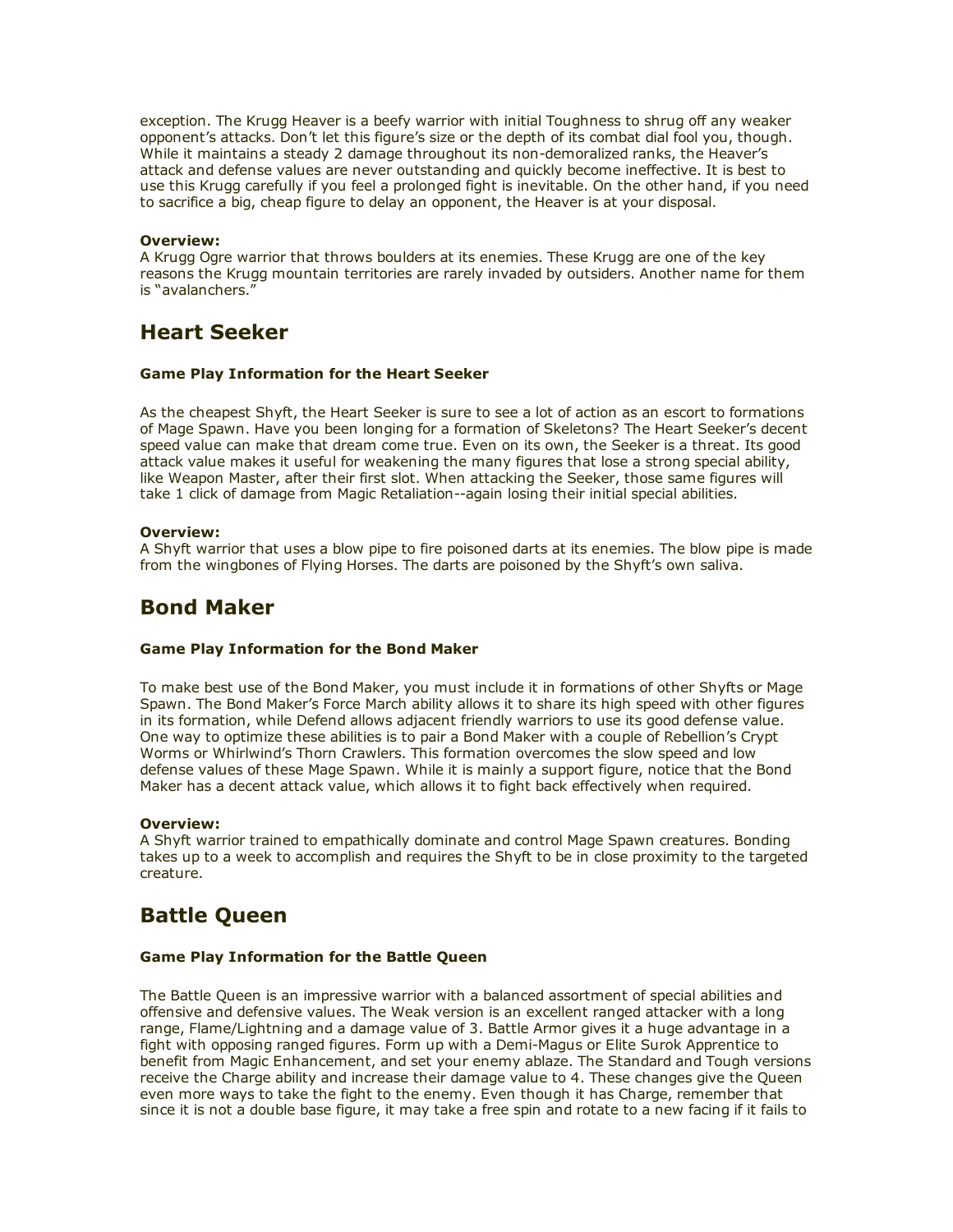exception. The Krugg Heaver is a beefy warrior with initial Toughness to shrug off any weaker opponent's attacks. Don't let this figure's size or the depth of its combat dial fool you, though. While it maintains a steady 2 damage throughout its non-demoralized ranks, the Heaver's attack and defense values are never outstanding and quickly become ineffective. It is best to use this Krugg carefully if you feel a prolonged fight is inevitable. On the other hand, if you need to sacrifice a big, cheap figure to delay an opponent, the Heaver is at your disposal.

**Overview:**
A Krugg Ogre warrior that throws boulders at its enemies. These Krugg are one of the key reasons the Krugg mountain territories are rarely invaded by outsiders. Another name for them is "avalanchers."

## Heart Seeker

**Game Play Information for the Heart Seeker**

As the cheapest Shyft, the Heart Seeker is sure to see a lot of action as an escort to formations of Mage Spawn. Have you been longing for a formation of Skeletons? The Heart Seeker's decent speed value can make that dream come true. Even on its own, the Seeker is a threat. Its good attack value makes it useful for weakening the many figures that lose a strong special ability, like Weapon Master, after their first slot. When attacking the Seeker, those same figures will take 1 click of damage from Magic Retaliation--again losing their initial special abilities.

**Overview:**
A Shyft warrior that uses a blow pipe to fire poisoned darts at its enemies. The blow pipe is made from the wingbones of Flying Horses. The darts are poisoned by the Shyft's own saliva.

## Bond Maker

**Game Play Information for the Bond Maker**

To make best use of the Bond Maker, you must include it in formations of other Shyfts or Mage Spawn. The Bond Maker's Force March ability allows it to share its high speed with other figures in its formation, while Defend allows adjacent friendly warriors to use its good defense value. One way to optimize these abilities is to pair a Bond Maker with a couple of Rebellion's Crypt Worms or Whirlwind's Thorn Crawlers. This formation overcomes the slow speed and low defense values of these Mage Spawn. While it is mainly a support figure, notice that the Bond Maker has a decent attack value, which allows it to fight back effectively when required.

**Overview:**
A Shyft warrior trained to empathically dominate and control Mage Spawn creatures. Bonding takes up to a week to accomplish and requires the Shyft to be in close proximity to the targeted creature.

## Battle Queen

**Game Play Information for the Battle Queen**

The Battle Queen is an impressive warrior with a balanced assortment of special abilities and offensive and defensive values. The Weak version is an excellent ranged attacker with a long range, Flame/Lightning and a damage value of 3. Battle Armor gives it a huge advantage in a fight with opposing ranged figures. Form up with a Demi-Magus or Elite Surok Apprentice to benefit from Magic Enhancement, and set your enemy ablaze. The Standard and Tough versions receive the Charge ability and increase their damage value to 4. These changes give the Queen even more ways to take the fight to the enemy. Even though it has Charge, remember that since it is not a double base figure, it may take a free spin and rotate to a new facing if it fails to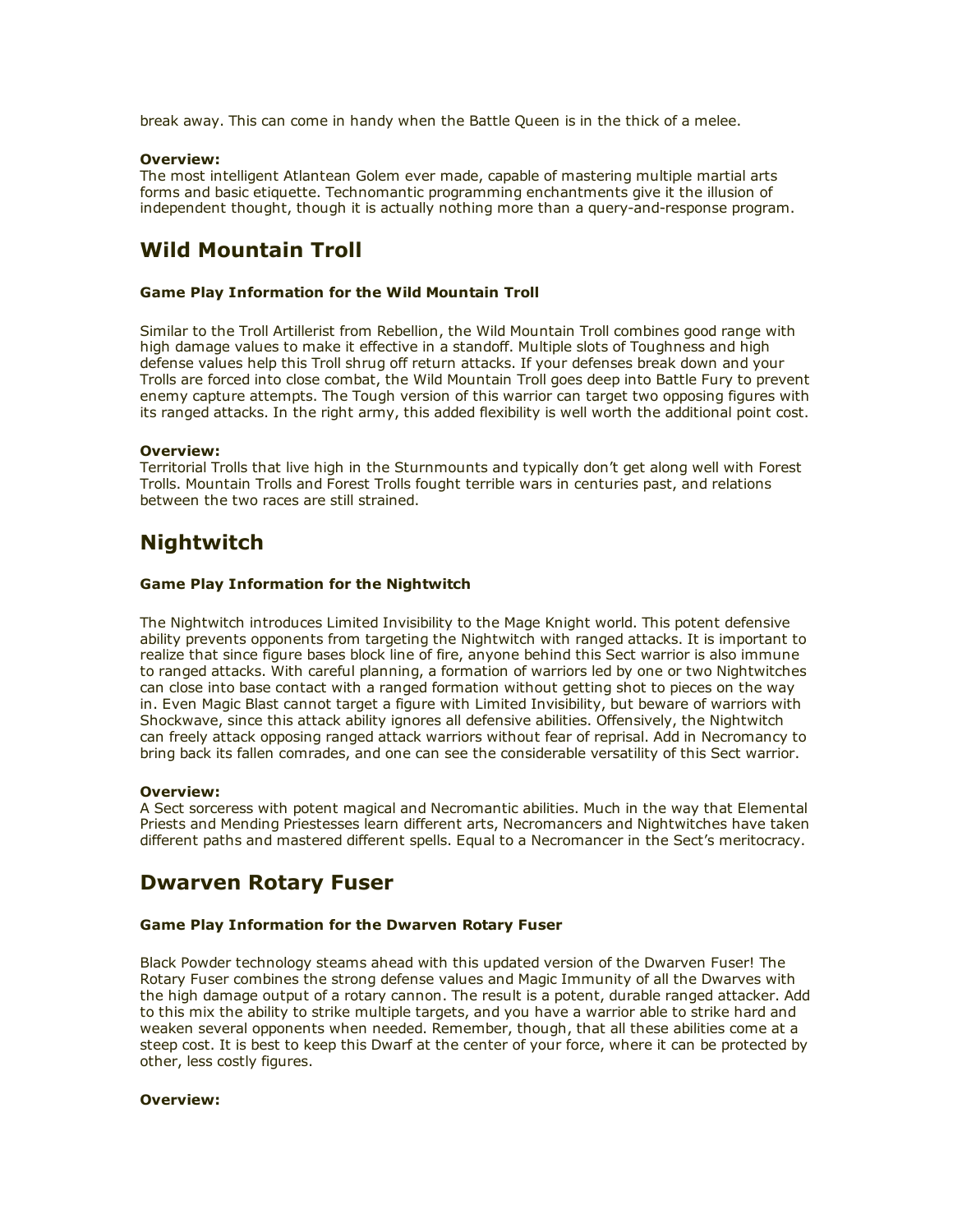break away. This can come in handy when the Battle Queen is in the thick of a melee.

**Overview:**
The most intelligent Atlantean Golem ever made, capable of mastering multiple martial arts forms and basic etiquette. Technomantic programming enchantments give it the illusion of independent thought, though it is actually nothing more than a query-and-response program.

## Wild Mountain Troll

#### Game Play Information for the Wild Mountain Troll

Similar to the Troll Artillerist from Rebellion, the Wild Mountain Troll combines good range with high damage values to make it effective in a standoff. Multiple slots of Toughness and high defense values help this Troll shrug off return attacks. If your defenses break down and your Trolls are forced into close combat, the Wild Mountain Troll goes deep into Battle Fury to prevent enemy capture attempts. The Tough version of this warrior can target two opposing figures with its ranged attacks. In the right army, this added flexibility is well worth the additional point cost.

**Overview:**
Territorial Trolls that live high in the Sturnmounts and typically don't get along well with Forest Trolls. Mountain Trolls and Forest Trolls fought terrible wars in centuries past, and relations between the two races are still strained.

## Nightwitch

#### Game Play Information for the Nightwitch

The Nightwitch introduces Limited Invisibility to the Mage Knight world. This potent defensive ability prevents opponents from targeting the Nightwitch with ranged attacks. It is important to realize that since figure bases block line of fire, anyone behind this Sect warrior is also immune to ranged attacks. With careful planning, a formation of warriors led by one or two Nightwitches can close into base contact with a ranged formation without getting shot to pieces on the way in. Even Magic Blast cannot target a figure with Limited Invisibility, but beware of warriors with Shockwave, since this attack ability ignores all defensive abilities. Offensively, the Nightwitch can freely attack opposing ranged attack warriors without fear of reprisal. Add in Necromancy to bring back its fallen comrades, and one can see the considerable versatility of this Sect warrior.

**Overview:**
A Sect sorceress with potent magical and Necromantic abilities. Much in the way that Elemental Priests and Mending Priestesses learn different arts, Necromancers and Nightwitches have taken different paths and mastered different spells. Equal to a Necromancer in the Sect's meritocracy.

## Dwarven Rotary Fuser

#### Game Play Information for the Dwarven Rotary Fuser

Black Powder technology steams ahead with this updated version of the Dwarven Fuser! The Rotary Fuser combines the strong defense values and Magic Immunity of all the Dwarves with the high damage output of a rotary cannon. The result is a potent, durable ranged attacker. Add to this mix the ability to strike multiple targets, and you have a warrior able to strike hard and weaken several opponents when needed. Remember, though, that all these abilities come at a steep cost. It is best to keep this Dwarf at the center of your force, where it can be protected by other, less costly figures.

**Overview:**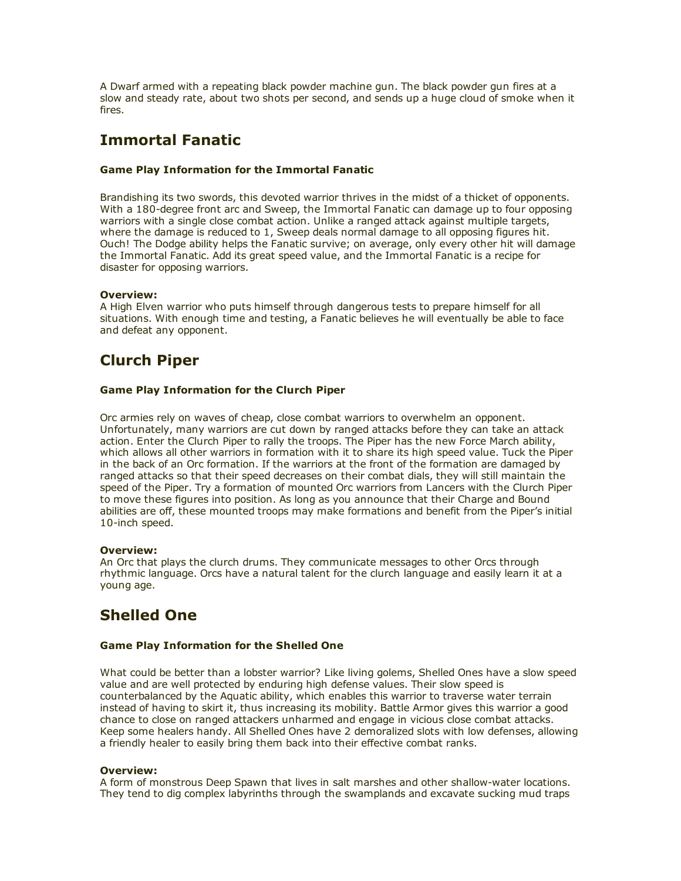A Dwarf armed with a repeating black powder machine gun. The black powder gun fires at a slow and steady rate, about two shots per second, and sends up a huge cloud of smoke when it fires.

## Immortal Fanatic

#### Game Play Information for the Immortal Fanatic

Brandishing its two swords, this devoted warrior thrives in the midst of a thicket of opponents. With a 180-degree front arc and Sweep, the Immortal Fanatic can damage up to four opposing warriors with a single close combat action. Unlike a ranged attack against multiple targets, where the damage is reduced to 1, Sweep deals normal damage to all opposing figures hit. Ouch! The Dodge ability helps the Fanatic survive; on average, only every other hit will damage the Immortal Fanatic. Add its great speed value, and the Immortal Fanatic is a recipe for disaster for opposing warriors.

**Overview:**
A High Elven warrior who puts himself through dangerous tests to prepare himself for all situations. With enough time and testing, a Fanatic believes he will eventually be able to face and defeat any opponent.

## Clurch Piper

#### Game Play Information for the Clurch Piper

Orc armies rely on waves of cheap, close combat warriors to overwhelm an opponent. Unfortunately, many warriors are cut down by ranged attacks before they can take an attack action. Enter the Clurch Piper to rally the troops. The Piper has the new Force March ability, which allows all other warriors in formation with it to share its high speed value. Tuck the Piper in the back of an Orc formation. If the warriors at the front of the formation are damaged by ranged attacks so that their speed decreases on their combat dials, they will still maintain the speed of the Piper. Try a formation of mounted Orc warriors from Lancers with the Clurch Piper to move these figures into position. As long as you announce that their Charge and Bound abilities are off, these mounted troops may make formations and benefit from the Piper's initial 10-inch speed.

**Overview:**
An Orc that plays the clurch drums. They communicate messages to other Orcs through rhythmic language. Orcs have a natural talent for the clurch language and easily learn it at a young age.

## Shelled One

#### Game Play Information for the Shelled One

What could be better than a lobster warrior? Like living golems, Shelled Ones have a slow speed value and are well protected by enduring high defense values. Their slow speed is counterbalanced by the Aquatic ability, which enables this warrior to traverse water terrain instead of having to skirt it, thus increasing its mobility. Battle Armor gives this warrior a good chance to close on ranged attackers unharmed and engage in vicious close combat attacks. Keep some healers handy. All Shelled Ones have 2 demoralized slots with low defenses, allowing a friendly healer to easily bring them back into their effective combat ranks.

**Overview:**
A form of monstrous Deep Spawn that lives in salt marshes and other shallow-water locations. They tend to dig complex labyrinths through the swamplands and excavate sucking mud traps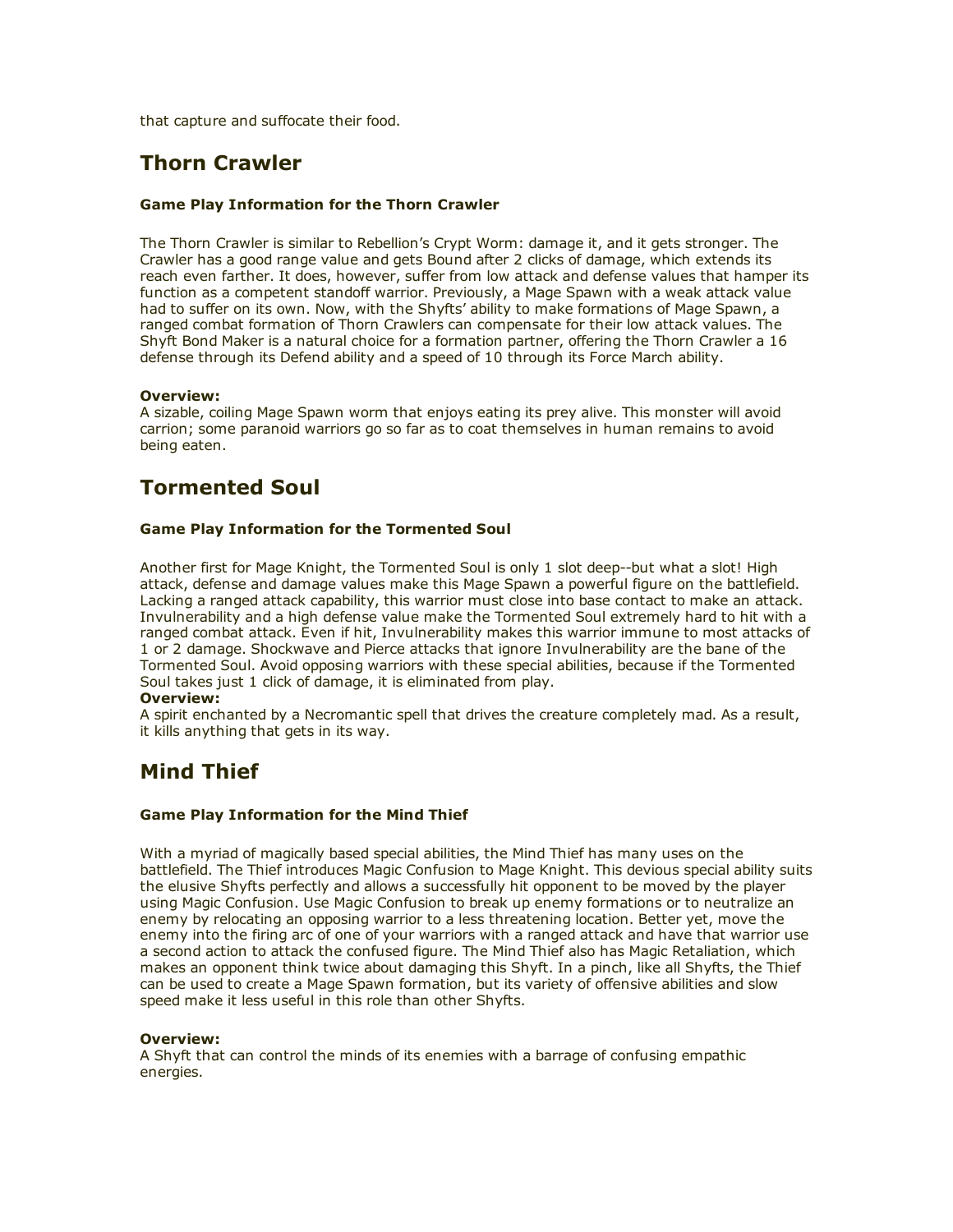that capture and suffocate their food.

## Thorn Crawler

#### Game Play Information for the Thorn Crawler

The Thorn Crawler is similar to Rebellion's Crypt Worm: damage it, and it gets stronger. The Crawler has a good range value and gets Bound after 2 clicks of damage, which extends its reach even farther. It does, however, suffer from low attack and defense values that hamper its function as a competent standoff warrior. Previously, a Mage Spawn with a weak attack value had to suffer on its own. Now, with the Shyfts' ability to make formations of Mage Spawn, a ranged combat formation of Thorn Crawlers can compensate for their low attack values. The Shyft Bond Maker is a natural choice for a formation partner, offering the Thorn Crawler a 16 defense through its Defend ability and a speed of 10 through its Force March ability.

**Overview:**
A sizable, coiling Mage Spawn worm that enjoys eating its prey alive. This monster will avoid carrion; some paranoid warriors go so far as to coat themselves in human remains to avoid being eaten.

## Tormented Soul

#### Game Play Information for the Tormented Soul

Another first for Mage Knight, the Tormented Soul is only 1 slot deep--but what a slot! High attack, defense and damage values make this Mage Spawn a powerful figure on the battlefield. Lacking a ranged attack capability, this warrior must close into base contact to make an attack. Invulnerability and a high defense value make the Tormented Soul extremely hard to hit with a ranged combat attack. Even if hit, Invulnerability makes this warrior immune to most attacks of 1 or 2 damage. Shockwave and Pierce attacks that ignore Invulnerability are the bane of the Tormented Soul. Avoid opposing warriors with these special abilities, because if the Tormented Soul takes just 1 click of damage, it is eliminated from play.
**Overview:**
A spirit enchanted by a Necromantic spell that drives the creature completely mad. As a result, it kills anything that gets in its way.

## Mind Thief

#### Game Play Information for the Mind Thief

With a myriad of magically based special abilities, the Mind Thief has many uses on the battlefield. The Thief introduces Magic Confusion to Mage Knight. This devious special ability suits the elusive Shyfts perfectly and allows a successfully hit opponent to be moved by the player using Magic Confusion. Use Magic Confusion to break up enemy formations or to neutralize an enemy by relocating an opposing warrior to a less threatening location. Better yet, move the enemy into the firing arc of one of your warriors with a ranged attack and have that warrior use a second action to attack the confused figure. The Mind Thief also has Magic Retaliation, which makes an opponent think twice about damaging this Shyft. In a pinch, like all Shyfts, the Thief can be used to create a Mage Spawn formation, but its variety of offensive abilities and slow speed make it less useful in this role than other Shyfts.

**Overview:**
A Shyft that can control the minds of its enemies with a barrage of confusing empathic energies.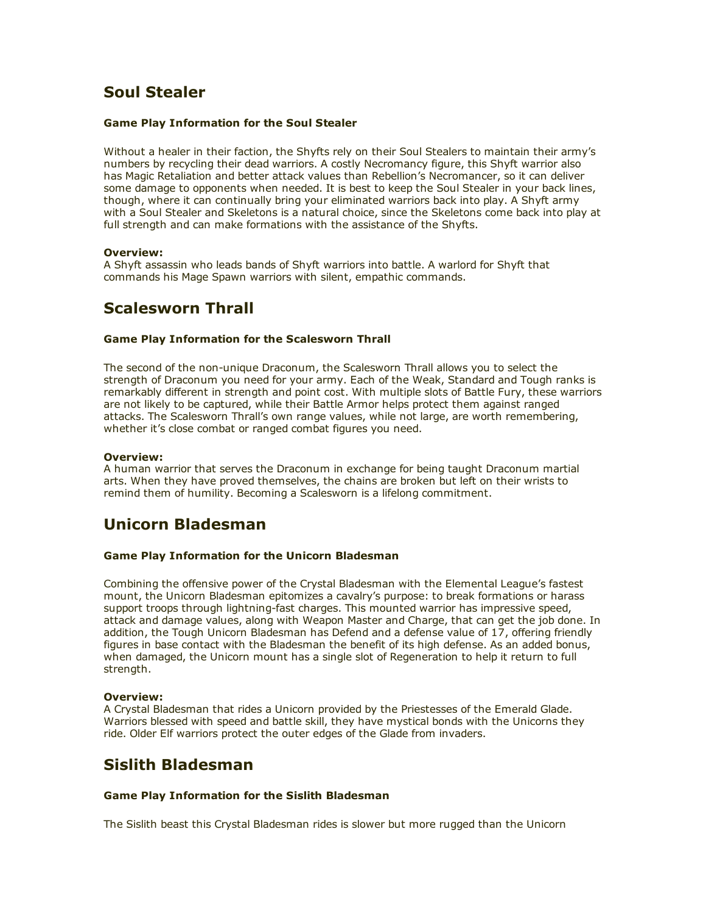## Soul Stealer

#### Game Play Information for the Soul Stealer

Without a healer in their faction, the Shyfts rely on their Soul Stealers to maintain their army's numbers by recycling their dead warriors. A costly Necromancy figure, this Shyft warrior also has Magic Retaliation and better attack values than Rebellion's Necromancer, so it can deliver some damage to opponents when needed. It is best to keep the Soul Stealer in your back lines, though, where it can continually bring your eliminated warriors back into play. A Shyft army with a Soul Stealer and Skeletons is a natural choice, since the Skeletons come back into play at full strength and can make formations with the assistance of the Shyfts.

**Overview:**
A Shyft assassin who leads bands of Shyft warriors into battle. A warlord for Shyft that commands his Mage Spawn warriors with silent, empathic commands.

## Scalesworn Thrall

#### Game Play Information for the Scalesworn Thrall

The second of the non-unique Draconum, the Scalesworn Thrall allows you to select the strength of Draconum you need for your army. Each of the Weak, Standard and Tough ranks is remarkably different in strength and point cost. With multiple slots of Battle Fury, these warriors are not likely to be captured, while their Battle Armor helps protect them against ranged attacks. The Scalesworn Thrall's own range values, while not large, are worth remembering, whether it's close combat or ranged combat figures you need.

**Overview:**
A human warrior that serves the Draconum in exchange for being taught Draconum martial arts. When they have proved themselves, the chains are broken but left on their wrists to remind them of humility. Becoming a Scalesworn is a lifelong commitment.

## Unicorn Bladesman

#### Game Play Information for the Unicorn Bladesman

Combining the offensive power of the Crystal Bladesman with the Elemental League's fastest mount, the Unicorn Bladesman epitomizes a cavalry's purpose: to break formations or harass support troops through lightning-fast charges. This mounted warrior has impressive speed, attack and damage values, along with Weapon Master and Charge, that can get the job done. In addition, the Tough Unicorn Bladesman has Defend and a defense value of 17, offering friendly figures in base contact with the Bladesman the benefit of its high defense. As an added bonus, when damaged, the Unicorn mount has a single slot of Regeneration to help it return to full strength.

**Overview:**
A Crystal Bladesman that rides a Unicorn provided by the Priestesses of the Emerald Glade. Warriors blessed with speed and battle skill, they have mystical bonds with the Unicorns they ride. Older Elf warriors protect the outer edges of the Glade from invaders.

## Sislith Bladesman

#### Game Play Information for the Sislith Bladesman

The Sislith beast this Crystal Bladesman rides is slower but more rugged than the Unicorn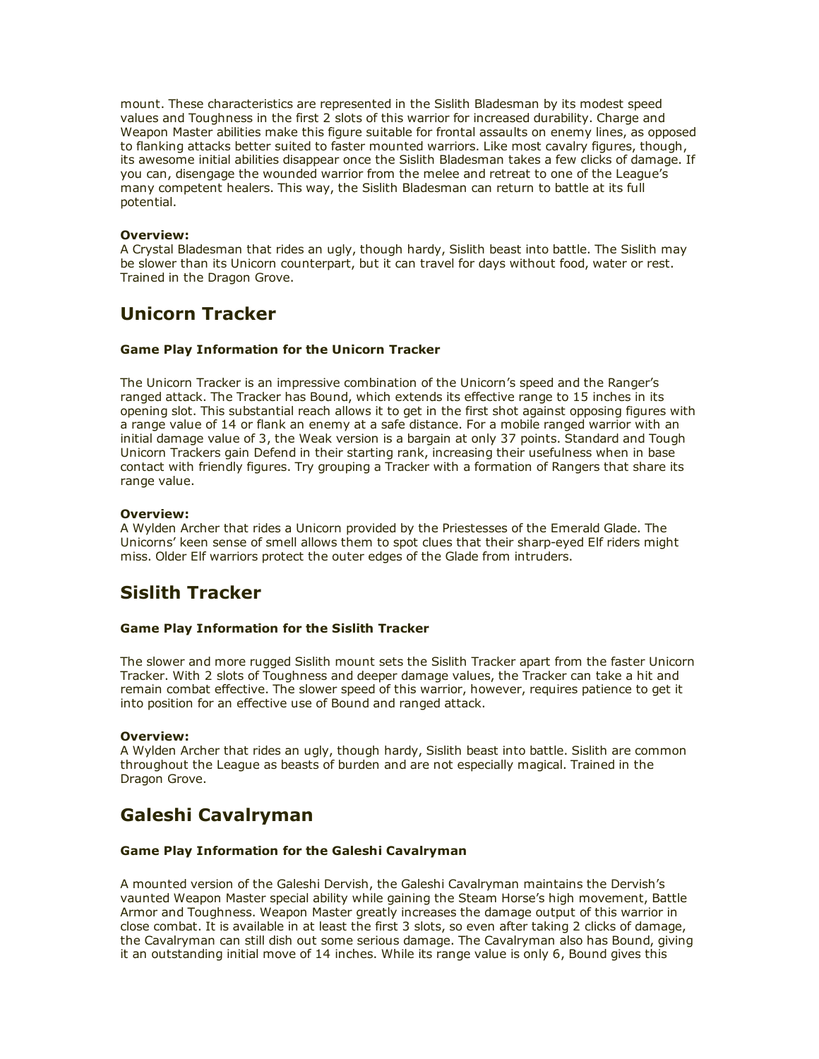mount. These characteristics are represented in the Sislith Bladesman by its modest speed values and Toughness in the first 2 slots of this warrior for increased durability. Charge and Weapon Master abilities make this figure suitable for frontal assaults on enemy lines, as opposed to flanking attacks better suited to faster mounted warriors. Like most cavalry figures, though, its awesome initial abilities disappear once the Sislith Bladesman takes a few clicks of damage. If you can, disengage the wounded warrior from the melee and retreat to one of the League's many competent healers. This way, the Sislith Bladesman can return to battle at its full potential.

**Overview:**
A Crystal Bladesman that rides an ugly, though hardy, Sislith beast into battle. The Sislith may be slower than its Unicorn counterpart, but it can travel for days without food, water or rest. Trained in the Dragon Grove.

## Unicorn Tracker

#### Game Play Information for the Unicorn Tracker

The Unicorn Tracker is an impressive combination of the Unicorn's speed and the Ranger's ranged attack. The Tracker has Bound, which extends its effective range to 15 inches in its opening slot. This substantial reach allows it to get in the first shot against opposing figures with a range value of 14 or flank an enemy at a safe distance. For a mobile ranged warrior with an initial damage value of 3, the Weak version is a bargain at only 37 points. Standard and Tough Unicorn Trackers gain Defend in their starting rank, increasing their usefulness when in base contact with friendly figures. Try grouping a Tracker with a formation of Rangers that share its range value.

**Overview:**
A Wylden Archer that rides a Unicorn provided by the Priestesses of the Emerald Glade. The Unicorns' keen sense of smell allows them to spot clues that their sharp-eyed Elf riders might miss. Older Elf warriors protect the outer edges of the Glade from intruders.

## Sislith Tracker

#### Game Play Information for the Sislith Tracker

The slower and more rugged Sislith mount sets the Sislith Tracker apart from the faster Unicorn Tracker. With 2 slots of Toughness and deeper damage values, the Tracker can take a hit and remain combat effective. The slower speed of this warrior, however, requires patience to get it into position for an effective use of Bound and ranged attack.

**Overview:**
A Wylden Archer that rides an ugly, though hardy, Sislith beast into battle. Sislith are common throughout the League as beasts of burden and are not especially magical. Trained in the Dragon Grove.

## Galeshi Cavalryman

#### Game Play Information for the Galeshi Cavalryman

A mounted version of the Galeshi Dervish, the Galeshi Cavalryman maintains the Dervish's vaunted Weapon Master special ability while gaining the Steam Horse's high movement, Battle Armor and Toughness. Weapon Master greatly increases the damage output of this warrior in close combat. It is available in at least the first 3 slots, so even after taking 2 clicks of damage, the Cavalryman can still dish out some serious damage. The Cavalryman also has Bound, giving it an outstanding initial move of 14 inches. While its range value is only 6, Bound gives this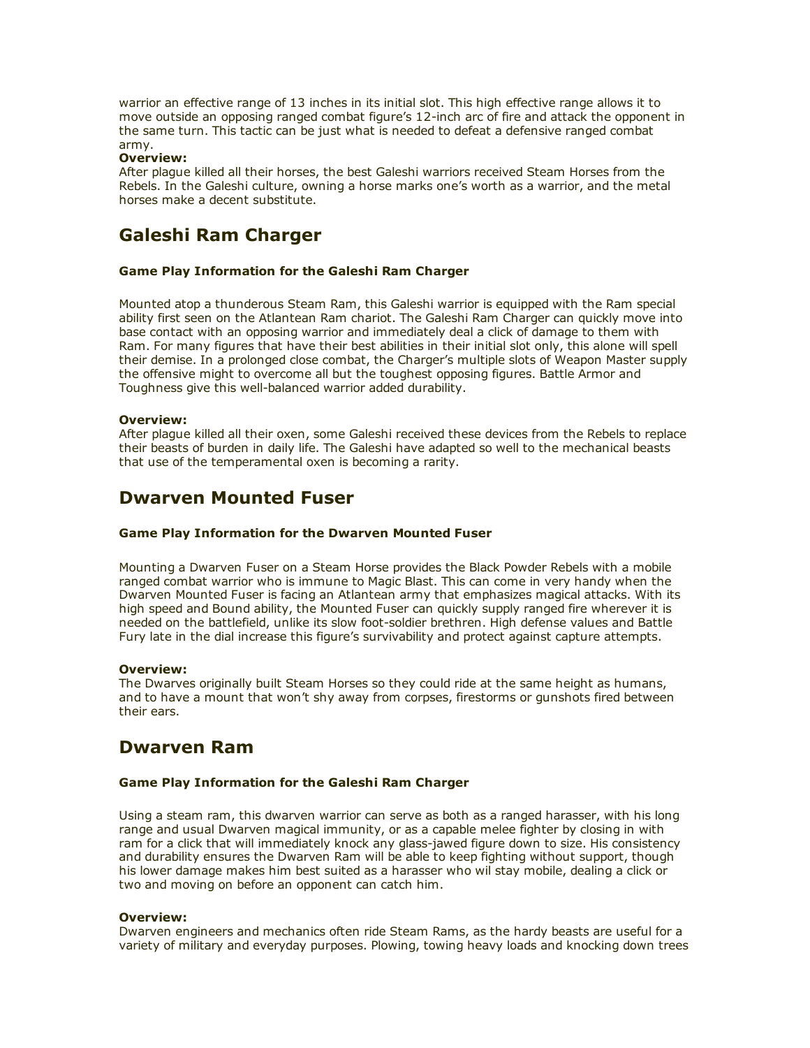warrior an effective range of 13 inches in its initial slot. This high effective range allows it to move outside an opposing ranged combat figure's 12-inch arc of fire and attack the opponent in the same turn. This tactic can be just what is needed to defeat a defensive ranged combat army.

**Overview:**

After plague killed all their horses, the best Galeshi warriors received Steam Horses from the Rebels. In the Galeshi culture, owning a horse marks one's worth as a warrior, and the metal horses make a decent substitute.

## Galeshi Ram Charger

#### Game Play Information for the Galeshi Ram Charger

Mounted atop a thunderous Steam Ram, this Galeshi warrior is equipped with the Ram special ability first seen on the Atlantean Ram chariot. The Galeshi Ram Charger can quickly move into base contact with an opposing warrior and immediately deal a click of damage to them with Ram. For many figures that have their best abilities in their initial slot only, this alone will spell their demise. In a prolonged close combat, the Charger's multiple slots of Weapon Master supply the offensive might to overcome all but the toughest opposing figures. Battle Armor and Toughness give this well-balanced warrior added durability.

**Overview:**

After plague killed all their oxen, some Galeshi received these devices from the Rebels to replace their beasts of burden in daily life. The Galeshi have adapted so well to the mechanical beasts that use of the temperamental oxen is becoming a rarity.

## Dwarven Mounted Fuser

#### Game Play Information for the Dwarven Mounted Fuser

Mounting a Dwarven Fuser on a Steam Horse provides the Black Powder Rebels with a mobile ranged combat warrior who is immune to Magic Blast. This can come in very handy when the Dwarven Mounted Fuser is facing an Atlantean army that emphasizes magical attacks. With its high speed and Bound ability, the Mounted Fuser can quickly supply ranged fire wherever it is needed on the battlefield, unlike its slow foot-soldier brethren. High defense values and Battle Fury late in the dial increase this figure's survivability and protect against capture attempts.

**Overview:**

The Dwarves originally built Steam Horses so they could ride at the same height as humans, and to have a mount that won't shy away from corpses, firestorms or gunshots fired between their ears.

## Dwarven Ram

#### Game Play Information for the Galeshi Ram Charger

Using a steam ram, this dwarven warrior can serve as both as a ranged harasser, with his long range and usual Dwarven magical immunity, or as a capable melee fighter by closing in with ram for a click that will immediately knock any glass-jawed figure down to size. His consistency and durability ensures the Dwarven Ram will be able to keep fighting without support, though his lower damage makes him best suited as a harasser who wil stay mobile, dealing a click or two and moving on before an opponent can catch him.

**Overview:**

Dwarven engineers and mechanics often ride Steam Rams, as the hardy beasts are useful for a variety of military and everyday purposes. Plowing, towing heavy loads and knocking down trees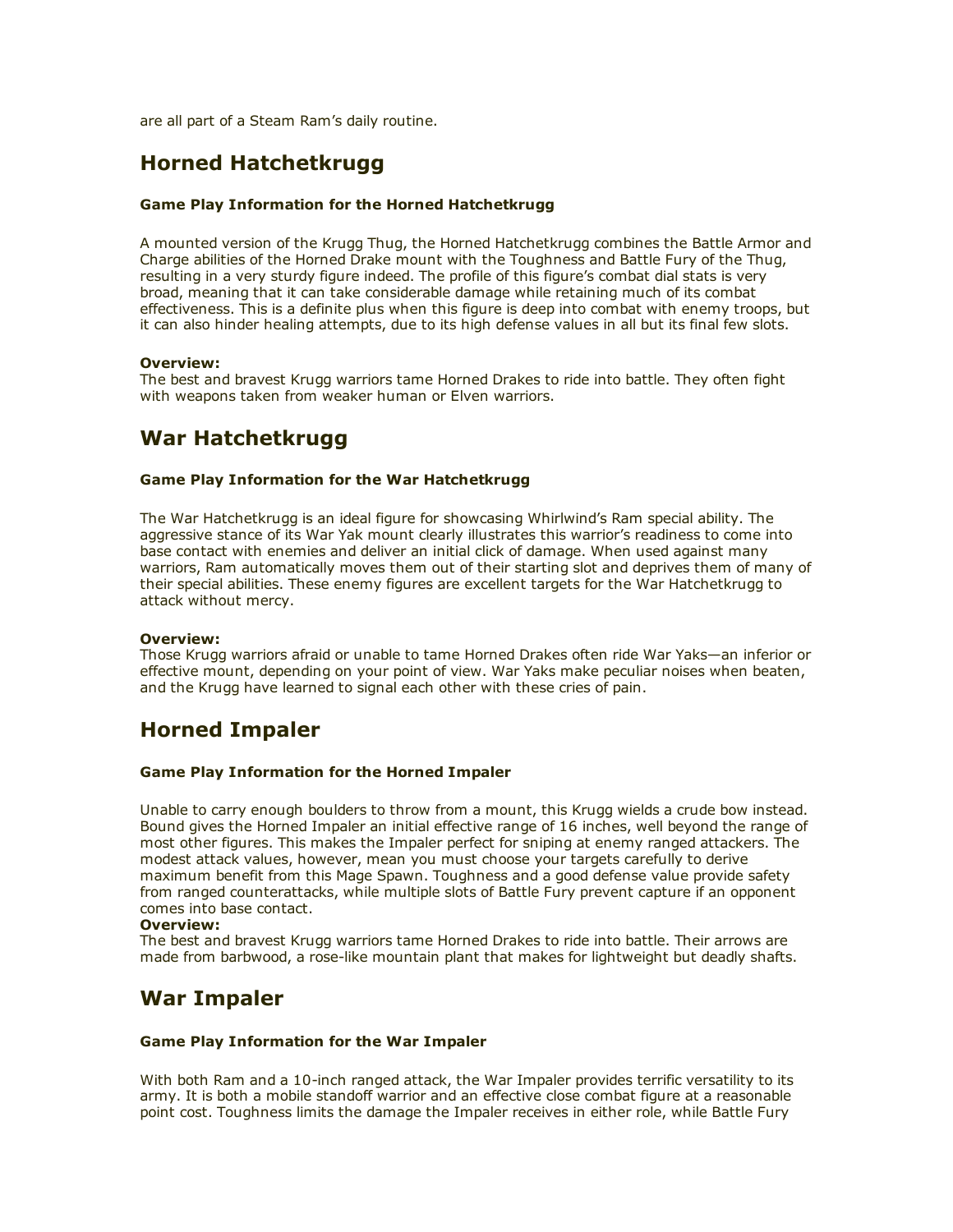are all part of a Steam Ram's daily routine.

## Horned Hatchetkrugg

#### Game Play Information for the Horned Hatchetkrugg

A mounted version of the Krugg Thug, the Horned Hatchetkrugg combines the Battle Armor and Charge abilities of the Horned Drake mount with the Toughness and Battle Fury of the Thug, resulting in a very sturdy figure indeed. The profile of this figure's combat dial stats is very broad, meaning that it can take considerable damage while retaining much of its combat effectiveness. This is a definite plus when this figure is deep into combat with enemy troops, but it can also hinder healing attempts, due to its high defense values in all but its final few slots.

**Overview:**
The best and bravest Krugg warriors tame Horned Drakes to ride into battle. They often fight with weapons taken from weaker human or Elven warriors.

## War Hatchetkrugg

#### Game Play Information for the War Hatchetkrugg

The War Hatchetkrugg is an ideal figure for showcasing Whirlwind's Ram special ability. The aggressive stance of its War Yak mount clearly illustrates this warrior's readiness to come into base contact with enemies and deliver an initial click of damage. When used against many warriors, Ram automatically moves them out of their starting slot and deprives them of many of their special abilities. These enemy figures are excellent targets for the War Hatchetkrugg to attack without mercy.

**Overview:**
Those Krugg warriors afraid or unable to tame Horned Drakes often ride War Yaks—an inferior or effective mount, depending on your point of view. War Yaks make peculiar noises when beaten, and the Krugg have learned to signal each other with these cries of pain.

## Horned Impaler

#### Game Play Information for the Horned Impaler

Unable to carry enough boulders to throw from a mount, this Krugg wields a crude bow instead. Bound gives the Horned Impaler an initial effective range of 16 inches, well beyond the range of most other figures. This makes the Impaler perfect for sniping at enemy ranged attackers. The modest attack values, however, mean you must choose your targets carefully to derive maximum benefit from this Mage Spawn. Toughness and a good defense value provide safety from ranged counterattacks, while multiple slots of Battle Fury prevent capture if an opponent comes into base contact.

**Overview:**
The best and bravest Krugg warriors tame Horned Drakes to ride into battle. Their arrows are made from barbwood, a rose-like mountain plant that makes for lightweight but deadly shafts.

## War Impaler

#### Game Play Information for the War Impaler

With both Ram and a 10-inch ranged attack, the War Impaler provides terrific versatility to its army. It is both a mobile standoff warrior and an effective close combat figure at a reasonable point cost. Toughness limits the damage the Impaler receives in either role, while Battle Fury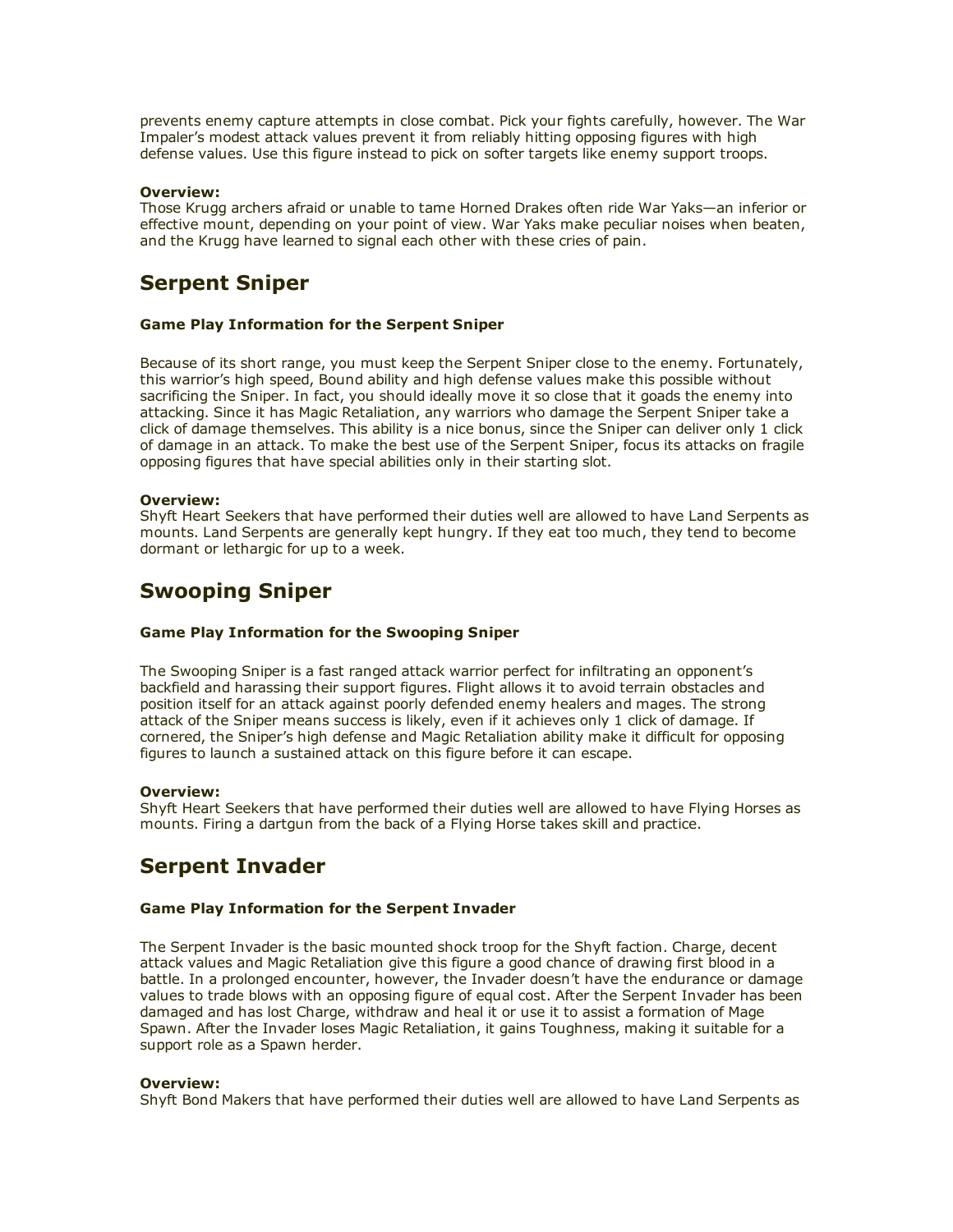prevents enemy capture attempts in close combat. Pick your fights carefully, however. The War Impaler's modest attack values prevent it from reliably hitting opposing figures with high defense values. Use this figure instead to pick on softer targets like enemy support troops.

**Overview:**
Those Krugg archers afraid or unable to tame Horned Drakes often ride War Yaks—an inferior or effective mount, depending on your point of view. War Yaks make peculiar noises when beaten, and the Krugg have learned to signal each other with these cries of pain.

## Serpent Sniper

#### Game Play Information for the Serpent Sniper

Because of its short range, you must keep the Serpent Sniper close to the enemy. Fortunately, this warrior's high speed, Bound ability and high defense values make this possible without sacrificing the Sniper. In fact, you should ideally move it so close that it goads the enemy into attacking. Since it has Magic Retaliation, any warriors who damage the Serpent Sniper take a click of damage themselves. This ability is a nice bonus, since the Sniper can deliver only 1 click of damage in an attack. To make the best use of the Serpent Sniper, focus its attacks on fragile opposing figures that have special abilities only in their starting slot.

**Overview:**
Shyft Heart Seekers that have performed their duties well are allowed to have Land Serpents as mounts. Land Serpents are generally kept hungry. If they eat too much, they tend to become dormant or lethargic for up to a week.

## Swooping Sniper

#### Game Play Information for the Swooping Sniper

The Swooping Sniper is a fast ranged attack warrior perfect for infiltrating an opponent's backfield and harassing their support figures. Flight allows it to avoid terrain obstacles and position itself for an attack against poorly defended enemy healers and mages. The strong attack of the Sniper means success is likely, even if it achieves only 1 click of damage. If cornered, the Sniper's high defense and Magic Retaliation ability make it difficult for opposing figures to launch a sustained attack on this figure before it can escape.

**Overview:**
Shyft Heart Seekers that have performed their duties well are allowed to have Flying Horses as mounts. Firing a dartgun from the back of a Flying Horse takes skill and practice.

## Serpent Invader

#### Game Play Information for the Serpent Invader

The Serpent Invader is the basic mounted shock troop for the Shyft faction. Charge, decent attack values and Magic Retaliation give this figure a good chance of drawing first blood in a battle. In a prolonged encounter, however, the Invader doesn't have the endurance or damage values to trade blows with an opposing figure of equal cost. After the Serpent Invader has been damaged and has lost Charge, withdraw and heal it or use it to assist a formation of Mage Spawn. After the Invader loses Magic Retaliation, it gains Toughness, making it suitable for a support role as a Spawn herder.

**Overview:**
Shyft Bond Makers that have performed their duties well are allowed to have Land Serpents as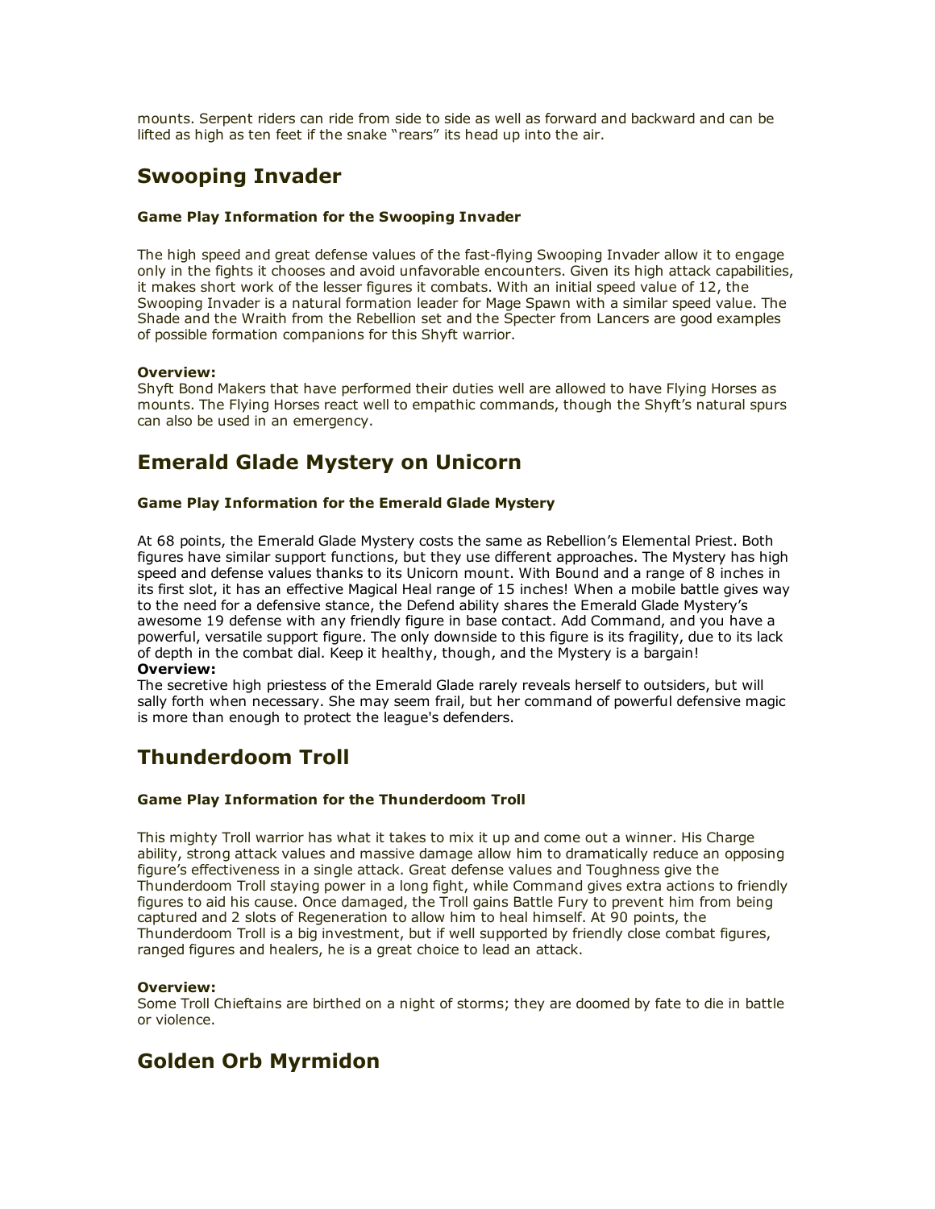mounts. Serpent riders can ride from side to side as well as forward and backward and can be lifted as high as ten feet if the snake "rears" its head up into the air.

## Swooping Invader

#### Game Play Information for the Swooping Invader

The high speed and great defense values of the fast-flying Swooping Invader allow it to engage only in the fights it chooses and avoid unfavorable encounters. Given its high attack capabilities, it makes short work of the lesser figures it combats. With an initial speed value of 12, the Swooping Invader is a natural formation leader for Mage Spawn with a similar speed value. The Shade and the Wraith from the Rebellion set and the Specter from Lancers are good examples of possible formation companions for this Shyft warrior.

**Overview:**
Shyft Bond Makers that have performed their duties well are allowed to have Flying Horses as mounts. The Flying Horses react well to empathic commands, though the Shyft's natural spurs can also be used in an emergency.

## Emerald Glade Mystery on Unicorn

#### Game Play Information for the Emerald Glade Mystery

At 68 points, the Emerald Glade Mystery costs the same as Rebellion's Elemental Priest. Both figures have similar support functions, but they use different approaches. The Mystery has high speed and defense values thanks to its Unicorn mount. With Bound and a range of 8 inches in its first slot, it has an effective Magical Heal range of 15 inches! When a mobile battle gives way to the need for a defensive stance, the Defend ability shares the Emerald Glade Mystery's awesome 19 defense with any friendly figure in base contact. Add Command, and you have a powerful, versatile support figure. The only downside to this figure is its fragility, due to its lack of depth in the combat dial. Keep it healthy, though, and the Mystery is a bargain!
**Overview:**
The secretive high priestess of the Emerald Glade rarely reveals herself to outsiders, but will sally forth when necessary. She may seem frail, but her command of powerful defensive magic is more than enough to protect the league's defenders.

## Thunderdoom Troll

#### Game Play Information for the Thunderdoom Troll

This mighty Troll warrior has what it takes to mix it up and come out a winner. His Charge ability, strong attack values and massive damage allow him to dramatically reduce an opposing figure's effectiveness in a single attack. Great defense values and Toughness give the Thunderdoom Troll staying power in a long fight, while Command gives extra actions to friendly figures to aid his cause. Once damaged, the Troll gains Battle Fury to prevent him from being captured and 2 slots of Regeneration to allow him to heal himself. At 90 points, the Thunderdoom Troll is a big investment, but if well supported by friendly close combat figures, ranged figures and healers, he is a great choice to lead an attack.

**Overview:**
Some Troll Chieftains are birthed on a night of storms; they are doomed by fate to die in battle or violence.

## Golden Orb Myrmidon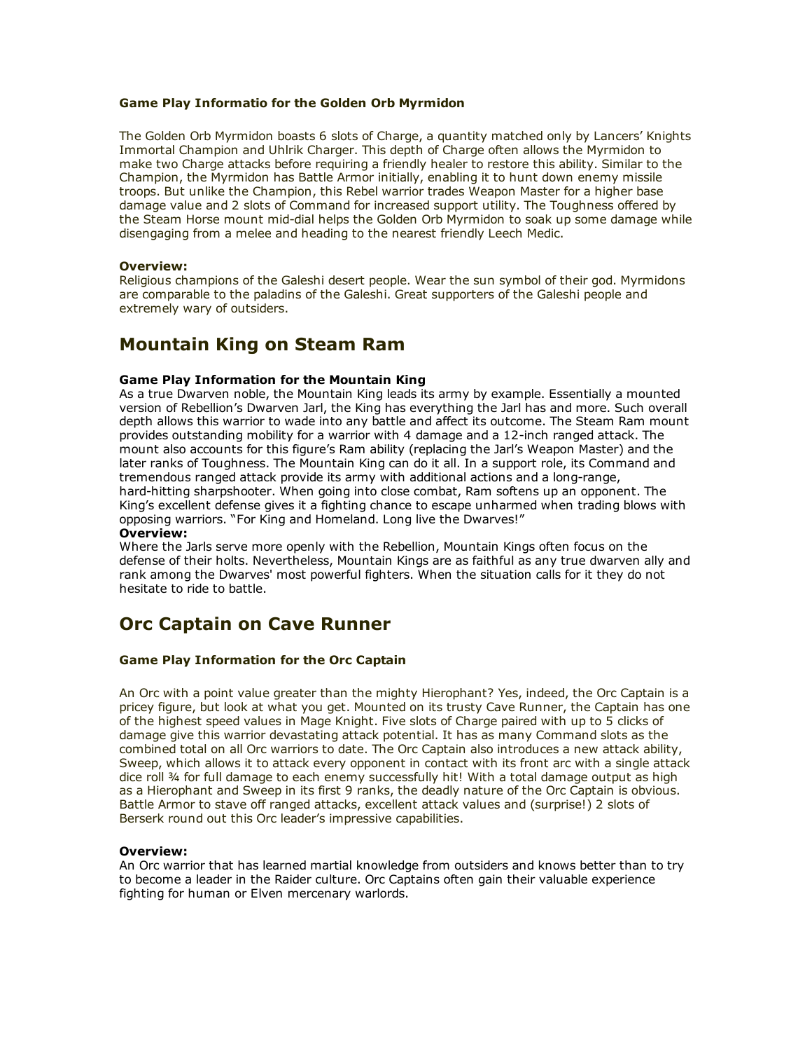#### Game Play Informatio for the Golden Orb Myrmidon

The Golden Orb Myrmidon boasts 6 slots of Charge, a quantity matched only by Lancers' Knights Immortal Champion and Uhlrik Charger. This depth of Charge often allows the Myrmidon to make two Charge attacks before requiring a friendly healer to restore this ability. Similar to the Champion, the Myrmidon has Battle Armor initially, enabling it to hunt down enemy missile troops. But unlike the Champion, this Rebel warrior trades Weapon Master for a higher base damage value and 2 slots of Command for increased support utility. The Toughness offered by the Steam Horse mount mid-dial helps the Golden Orb Myrmidon to soak up some damage while disengaging from a melee and heading to the nearest friendly Leech Medic.

**Overview:**
Religious champions of the Galeshi desert people. Wear the sun symbol of their god. Myrmidons are comparable to the paladins of the Galeshi. Great supporters of the Galeshi people and extremely wary of outsiders.

## Mountain King on Steam Ram

#### Game Play Information for the Mountain King

As a true Dwarven noble, the Mountain King leads its army by example. Essentially a mounted version of Rebellion's Dwarven Jarl, the King has everything the Jarl has and more. Such overall depth allows this warrior to wade into any battle and affect its outcome. The Steam Ram mount provides outstanding mobility for a warrior with 4 damage and a 12-inch ranged attack. The mount also accounts for this figure's Ram ability (replacing the Jarl's Weapon Master) and the later ranks of Toughness. The Mountain King can do it all. In a support role, its Command and tremendous ranged attack provide its army with additional actions and a long-range, hard-hitting sharpshooter. When going into close combat, Ram softens up an opponent. The King's excellent defense gives it a fighting chance to escape unharmed when trading blows with opposing warriors. "For King and Homeland. Long live the Dwarves!"

**Overview:**
Where the Jarls serve more openly with the Rebellion, Mountain Kings often focus on the defense of their holts. Nevertheless, Mountain Kings are as faithful as any true dwarven ally and rank among the Dwarves' most powerful fighters. When the situation calls for it they do not hesitate to ride to battle.

## Orc Captain on Cave Runner

#### Game Play Information for the Orc Captain

An Orc with a point value greater than the mighty Hierophant? Yes, indeed, the Orc Captain is a pricey figure, but look at what you get. Mounted on its trusty Cave Runner, the Captain has one of the highest speed values in Mage Knight. Five slots of Charge paired with up to 5 clicks of damage give this warrior devastating attack potential. It has as many Command slots as the combined total on all Orc warriors to date. The Orc Captain also introduces a new attack ability, Sweep, which allows it to attack every opponent in contact with its front arc with a single attack dice roll ¾ for full damage to each enemy successfully hit! With a total damage output as high as a Hierophant and Sweep in its first 9 ranks, the deadly nature of the Orc Captain is obvious. Battle Armor to stave off ranged attacks, excellent attack values and (surprise!) 2 slots of Berserk round out this Orc leader's impressive capabilities.

**Overview:**
An Orc warrior that has learned martial knowledge from outsiders and knows better than to try to become a leader in the Raider culture. Orc Captains often gain their valuable experience fighting for human or Elven mercenary warlords.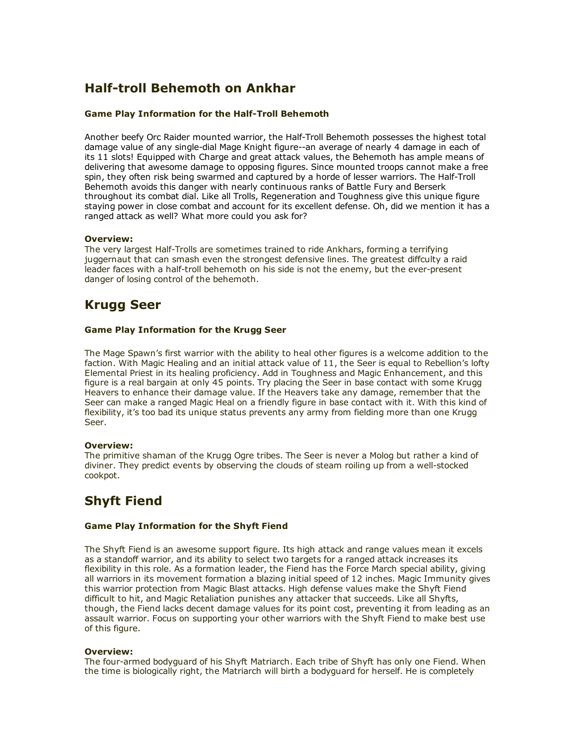## Half-troll Behemoth on Ankhar

#### Game Play Information for the Half-Troll Behemoth

Another beefy Orc Raider mounted warrior, the Half-Troll Behemoth possesses the highest total damage value of any single-dial Mage Knight figure--an average of nearly 4 damage in each of its 11 slots! Equipped with Charge and great attack values, the Behemoth has ample means of delivering that awesome damage to opposing figures. Since mounted troops cannot make a free spin, they often risk being swarmed and captured by a horde of lesser warriors. The Half-Troll Behemoth avoids this danger with nearly continuous ranks of Battle Fury and Berserk throughout its combat dial. Like all Trolls, Regeneration and Toughness give this unique figure staying power in close combat and account for its excellent defense. Oh, did we mention it has a ranged attack as well? What more could you ask for?

**Overview:**
The very largest Half-Trolls are sometimes trained to ride Ankhars, forming a terrifying juggernaut that can smash even the strongest defensive lines. The greatest diffculty a raid leader faces with a half-troll behemoth on his side is not the enemy, but the ever-present danger of losing control of the behemoth.

## Krugg Seer

#### Game Play Information for the Krugg Seer

The Mage Spawn's first warrior with the ability to heal other figures is a welcome addition to the faction. With Magic Healing and an initial attack value of 11, the Seer is equal to Rebellion's lofty Elemental Priest in its healing proficiency. Add in Toughness and Magic Enhancement, and this figure is a real bargain at only 45 points. Try placing the Seer in base contact with some Krugg Heavers to enhance their damage value. If the Heavers take any damage, remember that the Seer can make a ranged Magic Heal on a friendly figure in base contact with it. With this kind of flexibility, it's too bad its unique status prevents any army from fielding more than one Krugg Seer.

**Overview:**
The primitive shaman of the Krugg Ogre tribes. The Seer is never a Molog but rather a kind of diviner. They predict events by observing the clouds of steam roiling up from a well-stocked cookpot.

## Shyft Fiend

#### Game Play Information for the Shyft Fiend

The Shyft Fiend is an awesome support figure. Its high attack and range values mean it excels as a standoff warrior, and its ability to select two targets for a ranged attack increases its flexibility in this role. As a formation leader, the Fiend has the Force March special ability, giving all warriors in its movement formation a blazing initial speed of 12 inches. Magic Immunity gives this warrior protection from Magic Blast attacks. High defense values make the Shyft Fiend difficult to hit, and Magic Retaliation punishes any attacker that succeeds. Like all Shyfts, though, the Fiend lacks decent damage values for its point cost, preventing it from leading as an assault warrior. Focus on supporting your other warriors with the Shyft Fiend to make best use of this figure.

**Overview:**
The four-armed bodyguard of his Shyft Matriarch. Each tribe of Shyft has only one Fiend. When the time is biologically right, the Matriarch will birth a bodyguard for herself. He is completely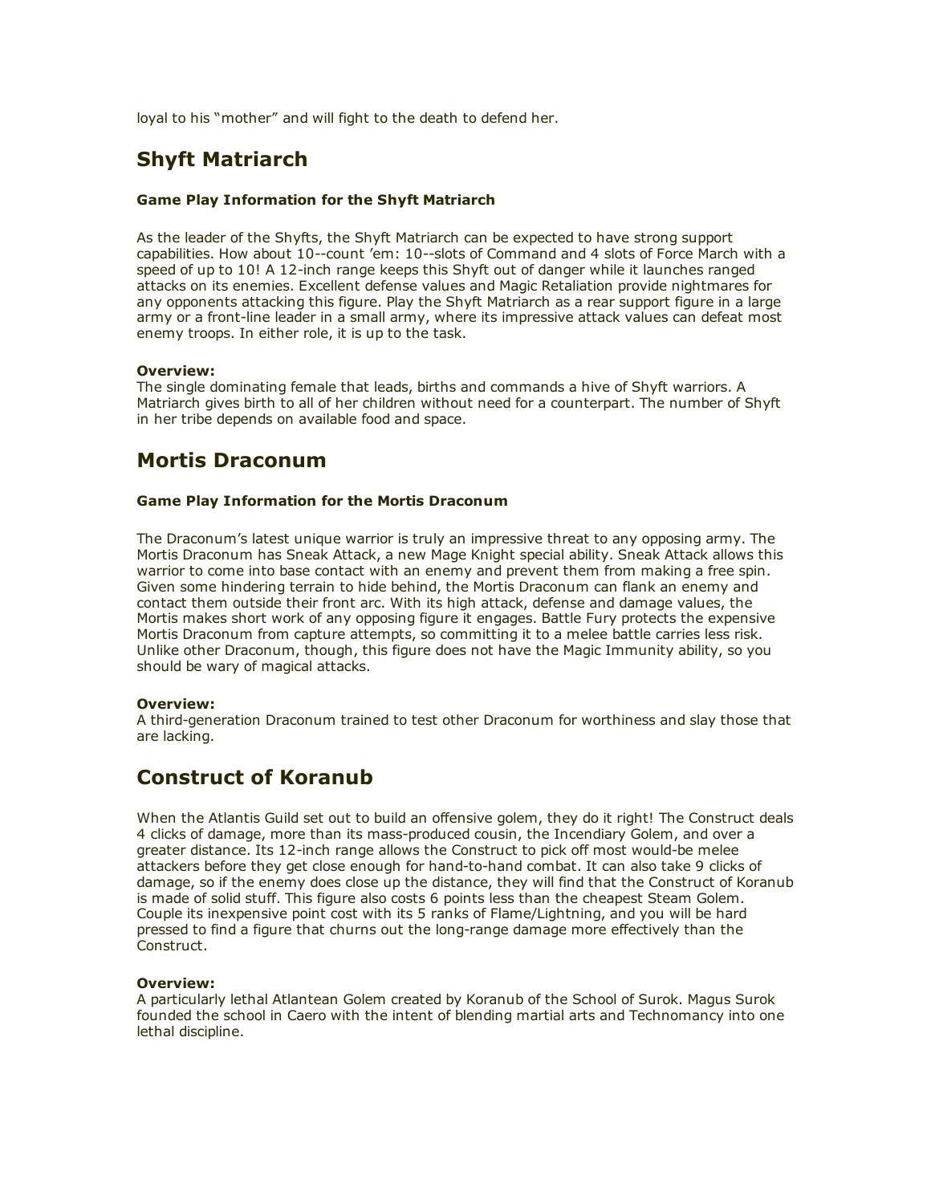loyal to his “mother” and will fight to the death to defend her.

## Shyft Matriarch

#### Game Play Information for the Shyft Matriarch

As the leader of the Shyfts, the Shyft Matriarch can be expected to have strong support capabilities. How about 10--count ’em: 10--slots of Command and 4 slots of Force March with a speed of up to 10! A 12-inch range keeps this Shyft out of danger while it launches ranged attacks on its enemies. Excellent defense values and Magic Retaliation provide nightmares for any opponents attacking this figure. Play the Shyft Matriarch as a rear support figure in a large army or a front-line leader in a small army, where its impressive attack values can defeat most enemy troops. In either role, it is up to the task.

**Overview:**
The single dominating female that leads, births and commands a hive of Shyft warriors. A Matriarch gives birth to all of her children without need for a counterpart. The number of Shyft in her tribe depends on available food and space.

## Mortis Draconum

#### Game Play Information for the Mortis Draconum

The Draconum’s latest unique warrior is truly an impressive threat to any opposing army. The Mortis Draconum has Sneak Attack, a new Mage Knight special ability. Sneak Attack allows this warrior to come into base contact with an enemy and prevent them from making a free spin. Given some hindering terrain to hide behind, the Mortis Draconum can flank an enemy and contact them outside their front arc. With its high attack, defense and damage values, the Mortis makes short work of any opposing figure it engages. Battle Fury protects the expensive Mortis Draconum from capture attempts, so committing it to a melee battle carries less risk. Unlike other Draconum, though, this figure does not have the Magic Immunity ability, so you should be wary of magical attacks.

**Overview:**
A third-generation Draconum trained to test other Draconum for worthiness and slay those that are lacking.

## Construct of Koranub

When the Atlantis Guild set out to build an offensive golem, they do it right! The Construct deals 4 clicks of damage, more than its mass-produced cousin, the Incendiary Golem, and over a greater distance. Its 12-inch range allows the Construct to pick off most would-be melee attackers before they get close enough for hand-to-hand combat. It can also take 9 clicks of damage, so if the enemy does close up the distance, they will find that the Construct of Koranub is made of solid stuff. This figure also costs 6 points less than the cheapest Steam Golem. Couple its inexpensive point cost with its 5 ranks of Flame/Lightning, and you will be hard pressed to find a figure that churns out the long-range damage more effectively than the Construct.

**Overview:**
A particularly lethal Atlantean Golem created by Koranub of the School of Surok. Magus Surok founded the school in Caero with the intent of blending martial arts and Technomancy into one lethal discipline.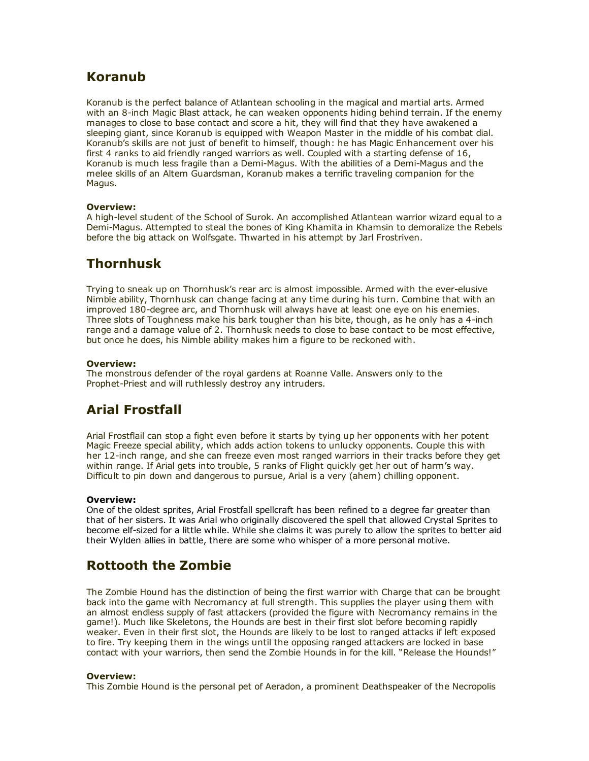## Koranub

Koranub is the perfect balance of Atlantean schooling in the magical and martial arts. Armed with an 8-inch Magic Blast attack, he can weaken opponents hiding behind terrain. If the enemy manages to close to base contact and score a hit, they will find that they have awakened a sleeping giant, since Koranub is equipped with Weapon Master in the middle of his combat dial. Koranub's skills are not just of benefit to himself, though: he has Magic Enhancement over his first 4 ranks to aid friendly ranged warriors as well. Coupled with a starting defense of 16, Koranub is much less fragile than a Demi-Magus. With the abilities of a Demi-Magus and the melee skills of an Altem Guardsman, Koranub makes a terrific traveling companion for the Magus.

**Overview:**
A high-level student of the School of Surok. An accomplished Atlantean warrior wizard equal to a Demi-Magus. Attempted to steal the bones of King Khamita in Khamsin to demoralize the Rebels before the big attack on Wolfsgate. Thwarted in his attempt by Jarl Frostriven.

## Thornhusk

Trying to sneak up on Thornhusk's rear arc is almost impossible. Armed with the ever-elusive Nimble ability, Thornhusk can change facing at any time during his turn. Combine that with an improved 180-degree arc, and Thornhusk will always have at least one eye on his enemies. Three slots of Toughness make his bark tougher than his bite, though, as he only has a 4-inch range and a damage value of 2. Thornhusk needs to close to base contact to be most effective, but once he does, his Nimble ability makes him a figure to be reckoned with.

**Overview:**
The monstrous defender of the royal gardens at Roanne Valle. Answers only to the Prophet-Priest and will ruthlessly destroy any intruders.

## Arial Frostfall

Arial Frostflail can stop a fight even before it starts by tying up her opponents with her potent Magic Freeze special ability, which adds action tokens to unlucky opponents. Couple this with her 12-inch range, and she can freeze even most ranged warriors in their tracks before they get within range. If Arial gets into trouble, 5 ranks of Flight quickly get her out of harm's way. Difficult to pin down and dangerous to pursue, Arial is a very (ahem) chilling opponent.

**Overview:**
One of the oldest sprites, Arial Frostfall spellcraft has been refined to a degree far greater than that of her sisters. It was Arial who originally discovered the spell that allowed Crystal Sprites to become elf-sized for a little while. While she claims it was purely to allow the sprites to better aid their Wylden allies in battle, there are some who whisper of a more personal motive.

## Rottooth the Zombie

The Zombie Hound has the distinction of being the first warrior with Charge that can be brought back into the game with Necromancy at full strength. This supplies the player using them with an almost endless supply of fast attackers (provided the figure with Necromancy remains in the game!). Much like Skeletons, the Hounds are best in their first slot before becoming rapidly weaker. Even in their first slot, the Hounds are likely to be lost to ranged attacks if left exposed to fire. Try keeping them in the wings until the opposing ranged attackers are locked in base contact with your warriors, then send the Zombie Hounds in for the kill. "Release the Hounds!"

**Overview:**
This Zombie Hound is the personal pet of Aeradon, a prominent Deathspeaker of the Necropolis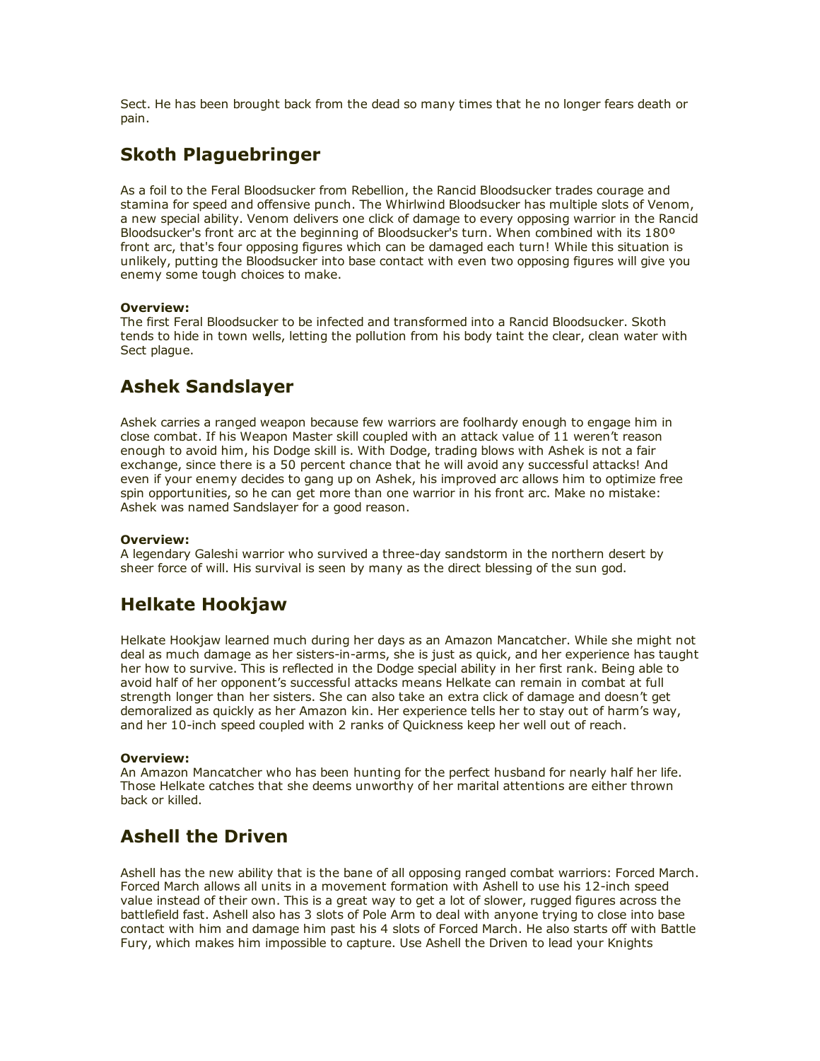Sect. He has been brought back from the dead so many times that he no longer fears death or pain.

## Skoth Plaguebringer

As a foil to the Feral Bloodsucker from Rebellion, the Rancid Bloodsucker trades courage and stamina for speed and offensive punch. The Whirlwind Bloodsucker has multiple slots of Venom, a new special ability. Venom delivers one click of damage to every opposing warrior in the Rancid Bloodsucker's front arc at the beginning of Bloodsucker's turn. When combined with its 180º front arc, that's four opposing figures which can be damaged each turn! While this situation is unlikely, putting the Bloodsucker into base contact with even two opposing figures will give you enemy some tough choices to make.

**Overview:**
The first Feral Bloodsucker to be infected and transformed into a Rancid Bloodsucker. Skoth tends to hide in town wells, letting the pollution from his body taint the clear, clean water with Sect plague.

## Ashek Sandslayer

Ashek carries a ranged weapon because few warriors are foolhardy enough to engage him in close combat. If his Weapon Master skill coupled with an attack value of 11 weren't reason enough to avoid him, his Dodge skill is. With Dodge, trading blows with Ashek is not a fair exchange, since there is a 50 percent chance that he will avoid any successful attacks! And even if your enemy decides to gang up on Ashek, his improved arc allows him to optimize free spin opportunities, so he can get more than one warrior in his front arc. Make no mistake: Ashek was named Sandslayer for a good reason.

**Overview:**
A legendary Galeshi warrior who survived a three-day sandstorm in the northern desert by sheer force of will. His survival is seen by many as the direct blessing of the sun god.

## Helkate Hookjaw

Helkate Hookjaw learned much during her days as an Amazon Mancatcher. While she might not deal as much damage as her sisters-in-arms, she is just as quick, and her experience has taught her how to survive. This is reflected in the Dodge special ability in her first rank. Being able to avoid half of her opponent's successful attacks means Helkate can remain in combat at full strength longer than her sisters. She can also take an extra click of damage and doesn't get demoralized as quickly as her Amazon kin. Her experience tells her to stay out of harm's way, and her 10-inch speed coupled with 2 ranks of Quickness keep her well out of reach.

**Overview:**
An Amazon Mancatcher who has been hunting for the perfect husband for nearly half her life. Those Helkate catches that she deems unworthy of her marital attentions are either thrown back or killed.

## Ashell the Driven

Ashell has the new ability that is the bane of all opposing ranged combat warriors: Forced March. Forced March allows all units in a movement formation with Ashell to use his 12-inch speed value instead of their own. This is a great way to get a lot of slower, rugged figures across the battlefield fast. Ashell also has 3 slots of Pole Arm to deal with anyone trying to close into base contact with him and damage him past his 4 slots of Forced March. He also starts off with Battle Fury, which makes him impossible to capture. Use Ashell the Driven to lead your Knights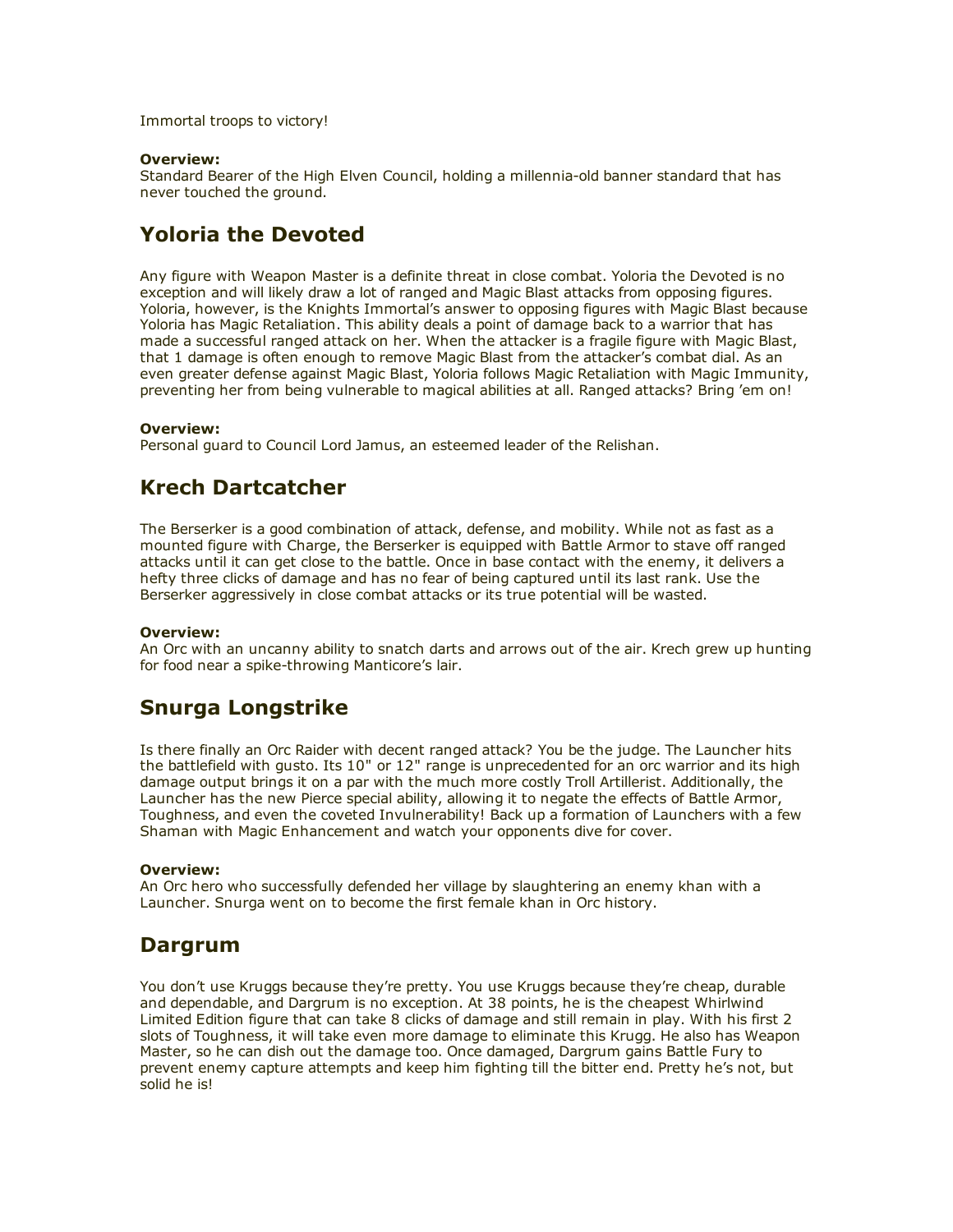Immortal troops to victory!

**Overview:**
Standard Bearer of the High Elven Council, holding a millennia-old banner standard that has never touched the ground.

## Yoloria the Devoted

Any figure with Weapon Master is a definite threat in close combat. Yoloria the Devoted is no exception and will likely draw a lot of ranged and Magic Blast attacks from opposing figures. Yoloria, however, is the Knights Immortal's answer to opposing figures with Magic Blast because Yoloria has Magic Retaliation. This ability deals a point of damage back to a warrior that has made a successful ranged attack on her. When the attacker is a fragile figure with Magic Blast, that 1 damage is often enough to remove Magic Blast from the attacker's combat dial. As an even greater defense against Magic Blast, Yoloria follows Magic Retaliation with Magic Immunity, preventing her from being vulnerable to magical abilities at all. Ranged attacks? Bring 'em on!

**Overview:**
Personal guard to Council Lord Jamus, an esteemed leader of the Relishan.

## Krech Dartcatcher

The Berserker is a good combination of attack, defense, and mobility. While not as fast as a mounted figure with Charge, the Berserker is equipped with Battle Armor to stave off ranged attacks until it can get close to the battle. Once in base contact with the enemy, it delivers a hefty three clicks of damage and has no fear of being captured until its last rank. Use the Berserker aggressively in close combat attacks or its true potential will be wasted.

**Overview:**
An Orc with an uncanny ability to snatch darts and arrows out of the air. Krech grew up hunting for food near a spike-throwing Manticore's lair.

## Snurga Longstrike

Is there finally an Orc Raider with decent ranged attack? You be the judge. The Launcher hits the battlefield with gusto. Its 10" or 12" range is unprecedented for an orc warrior and its high damage output brings it on a par with the much more costly Troll Artillerist. Additionally, the Launcher has the new Pierce special ability, allowing it to negate the effects of Battle Armor, Toughness, and even the coveted Invulnerability! Back up a formation of Launchers with a few Shaman with Magic Enhancement and watch your opponents dive for cover.

**Overview:**
An Orc hero who successfully defended her village by slaughtering an enemy khan with a Launcher. Snurga went on to become the first female khan in Orc history.

## Dargrum

You don't use Kruggs because they're pretty. You use Kruggs because they're cheap, durable and dependable, and Dargrum is no exception. At 38 points, he is the cheapest Whirlwind Limited Edition figure that can take 8 clicks of damage and still remain in play. With his first 2 slots of Toughness, it will take even more damage to eliminate this Krugg. He also has Weapon Master, so he can dish out the damage too. Once damaged, Dargrum gains Battle Fury to prevent enemy capture attempts and keep him fighting till the bitter end. Pretty he's not, but solid he is!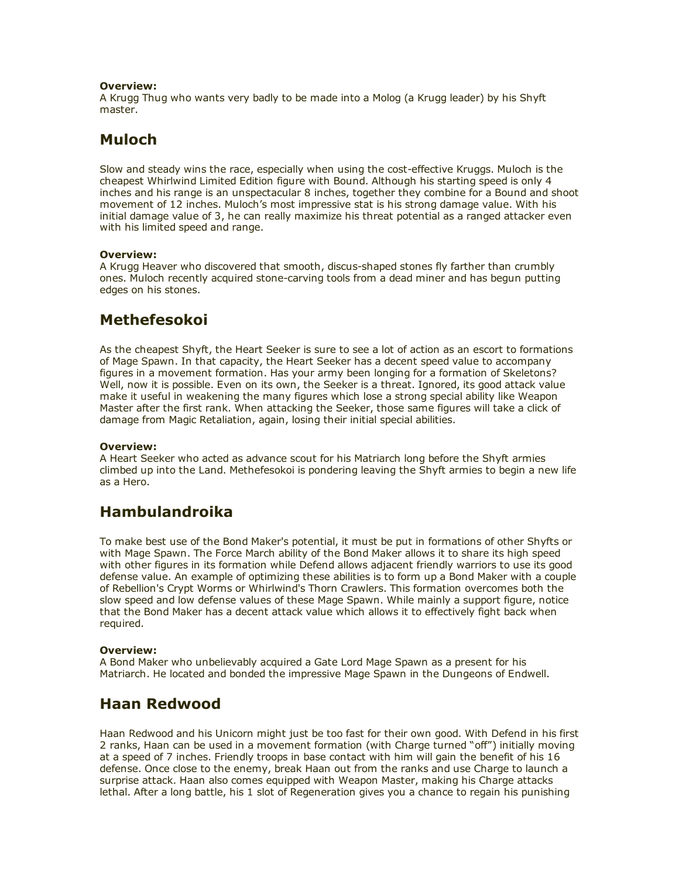**Overview:**
A Krugg Thug who wants very badly to be made into a Molog (a Krugg leader) by his Shyft master.

## Muloch

Slow and steady wins the race, especially when using the cost-effective Kruggs. Muloch is the cheapest Whirlwind Limited Edition figure with Bound. Although his starting speed is only 4 inches and his range is an unspectacular 8 inches, together they combine for a Bound and shoot movement of 12 inches. Muloch's most impressive stat is his strong damage value. With his initial damage value of 3, he can really maximize his threat potential as a ranged attacker even with his limited speed and range.

**Overview:**
A Krugg Heaver who discovered that smooth, discus-shaped stones fly farther than crumbly ones. Muloch recently acquired stone-carving tools from a dead miner and has begun putting edges on his stones.

## Methefesokoi

As the cheapest Shyft, the Heart Seeker is sure to see a lot of action as an escort to formations of Mage Spawn. In that capacity, the Heart Seeker has a decent speed value to accompany figures in a movement formation. Has your army been longing for a formation of Skeletons? Well, now it is possible. Even on its own, the Seeker is a threat. Ignored, its good attack value make it useful in weakening the many figures which lose a strong special ability like Weapon Master after the first rank. When attacking the Seeker, those same figures will take a click of damage from Magic Retaliation, again, losing their initial special abilities.

**Overview:**
A Heart Seeker who acted as advance scout for his Matriarch long before the Shyft armies climbed up into the Land. Methefesokoi is pondering leaving the Shyft armies to begin a new life as a Hero.

## Hambulandroika

To make best use of the Bond Maker's potential, it must be put in formations of other Shyfts or with Mage Spawn. The Force March ability of the Bond Maker allows it to share its high speed with other figures in its formation while Defend allows adjacent friendly warriors to use its good defense value. An example of optimizing these abilities is to form up a Bond Maker with a couple of Rebellion's Crypt Worms or Whirlwind's Thorn Crawlers. This formation overcomes both the slow speed and low defense values of these Mage Spawn. While mainly a support figure, notice that the Bond Maker has a decent attack value which allows it to effectively fight back when required.

**Overview:**
A Bond Maker who unbelievably acquired a Gate Lord Mage Spawn as a present for his Matriarch. He located and bonded the impressive Mage Spawn in the Dungeons of Endwell.

## Haan Redwood

Haan Redwood and his Unicorn might just be too fast for their own good. With Defend in his first 2 ranks, Haan can be used in a movement formation (with Charge turned "off") initially moving at a speed of 7 inches. Friendly troops in base contact with him will gain the benefit of his 16 defense. Once close to the enemy, break Haan out from the ranks and use Charge to launch a surprise attack. Haan also comes equipped with Weapon Master, making his Charge attacks lethal. After a long battle, his 1 slot of Regeneration gives you a chance to regain his punishing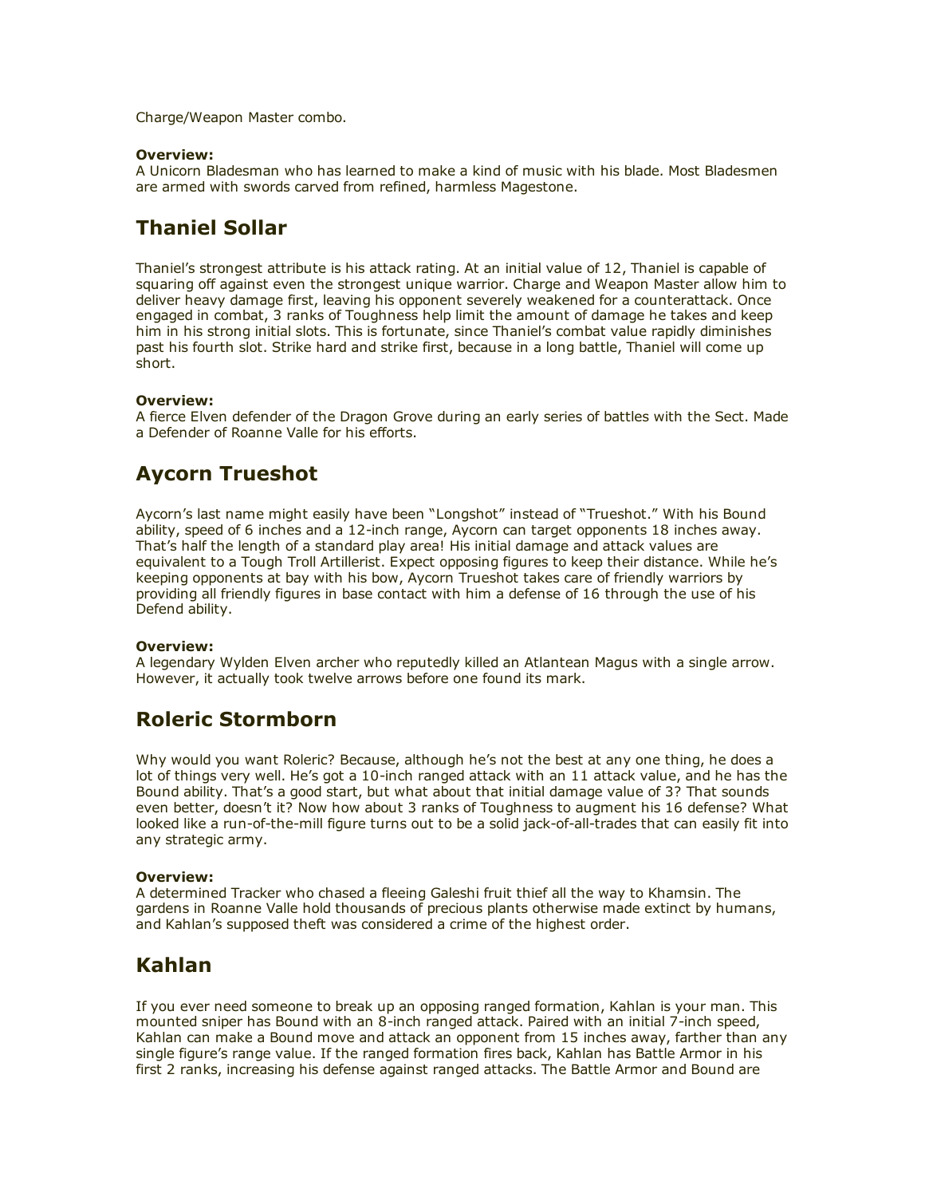Charge/Weapon Master combo.

**Overview:**
A Unicorn Bladesman who has learned to make a kind of music with his blade. Most Bladesmen are armed with swords carved from refined, harmless Magestone.

## Thaniel Sollar

Thaniel's strongest attribute is his attack rating. At an initial value of 12, Thaniel is capable of squaring off against even the strongest unique warrior. Charge and Weapon Master allow him to deliver heavy damage first, leaving his opponent severely weakened for a counterattack. Once engaged in combat, 3 ranks of Toughness help limit the amount of damage he takes and keep him in his strong initial slots. This is fortunate, since Thaniel's combat value rapidly diminishes past his fourth slot. Strike hard and strike first, because in a long battle, Thaniel will come up short.

**Overview:**
A fierce Elven defender of the Dragon Grove during an early series of battles with the Sect. Made a Defender of Roanne Valle for his efforts.

## Aycorn Trueshot

Aycorn's last name might easily have been "Longshot" instead of "Trueshot." With his Bound ability, speed of 6 inches and a 12-inch range, Aycorn can target opponents 18 inches away. That's half the length of a standard play area! His initial damage and attack values are equivalent to a Tough Troll Artillerist. Expect opposing figures to keep their distance. While he's keeping opponents at bay with his bow, Aycorn Trueshot takes care of friendly warriors by providing all friendly figures in base contact with him a defense of 16 through the use of his Defend ability.

**Overview:**
A legendary Wylden Elven archer who reputedly killed an Atlantean Magus with a single arrow. However, it actually took twelve arrows before one found its mark.

## Roleric Stormborn

Why would you want Roleric? Because, although he's not the best at any one thing, he does a lot of things very well. He's got a 10-inch ranged attack with an 11 attack value, and he has the Bound ability. That's a good start, but what about that initial damage value of 3? That sounds even better, doesn't it? Now how about 3 ranks of Toughness to augment his 16 defense? What looked like a run-of-the-mill figure turns out to be a solid jack-of-all-trades that can easily fit into any strategic army.

**Overview:**
A determined Tracker who chased a fleeing Galeshi fruit thief all the way to Khamsin. The gardens in Roanne Valle hold thousands of precious plants otherwise made extinct by humans, and Kahlan's supposed theft was considered a crime of the highest order.

## Kahlan

If you ever need someone to break up an opposing ranged formation, Kahlan is your man. This mounted sniper has Bound with an 8-inch ranged attack. Paired with an initial 7-inch speed, Kahlan can make a Bound move and attack an opponent from 15 inches away, farther than any single figure's range value. If the ranged formation fires back, Kahlan has Battle Armor in his first 2 ranks, increasing his defense against ranged attacks. The Battle Armor and Bound are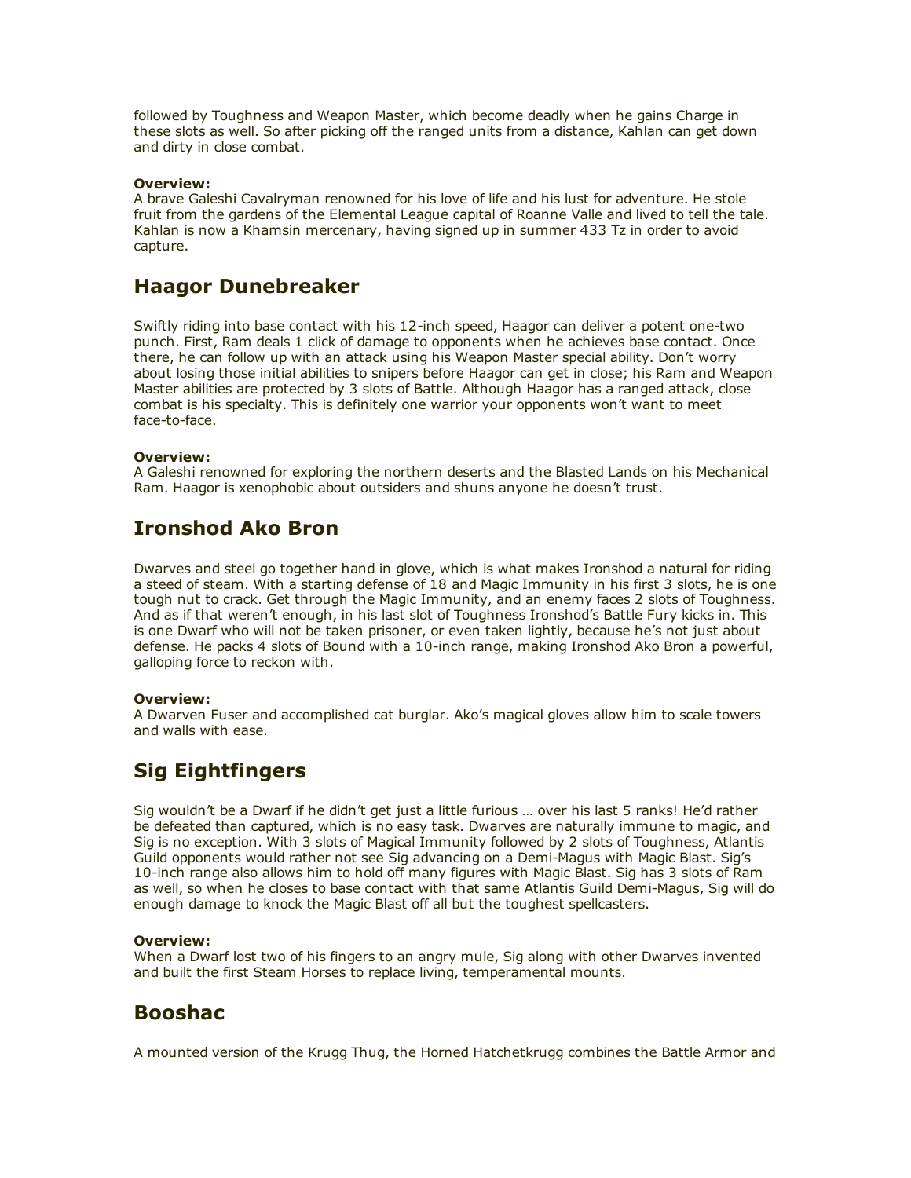followed by Toughness and Weapon Master, which become deadly when he gains Charge in these slots as well. So after picking off the ranged units from a distance, Kahlan can get down and dirty in close combat.

**Overview:**
A brave Galeshi Cavalryman renowned for his love of life and his lust for adventure. He stole fruit from the gardens of the Elemental League capital of Roanne Valle and lived to tell the tale. Kahlan is now a Khamsin mercenary, having signed up in summer 433 Tz in order to avoid capture.

## Haagor Dunebreaker

Swiftly riding into base contact with his 12-inch speed, Haagor can deliver a potent one-two punch. First, Ram deals 1 click of damage to opponents when he achieves base contact. Once there, he can follow up with an attack using his Weapon Master special ability. Don't worry about losing those initial abilities to snipers before Haagor can get in close; his Ram and Weapon Master abilities are protected by 3 slots of Battle. Although Haagor has a ranged attack, close combat is his specialty. This is definitely one warrior your opponents won't want to meet face-to-face.

**Overview:**
A Galeshi renowned for exploring the northern deserts and the Blasted Lands on his Mechanical Ram. Haagor is xenophobic about outsiders and shuns anyone he doesn't trust.

## Ironshod Ako Bron

Dwarves and steel go together hand in glove, which is what makes Ironshod a natural for riding a steed of steam. With a starting defense of 18 and Magic Immunity in his first 3 slots, he is one tough nut to crack. Get through the Magic Immunity, and an enemy faces 2 slots of Toughness. And as if that weren't enough, in his last slot of Toughness Ironshod's Battle Fury kicks in. This is one Dwarf who will not be taken prisoner, or even taken lightly, because he's not just about defense. He packs 4 slots of Bound with a 10-inch range, making Ironshod Ako Bron a powerful, galloping force to reckon with.

**Overview:**
A Dwarven Fuser and accomplished cat burglar. Ako's magical gloves allow him to scale towers and walls with ease.

## Sig Eightfingers

Sig wouldn't be a Dwarf if he didn't get just a little furious … over his last 5 ranks! He'd rather be defeated than captured, which is no easy task. Dwarves are naturally immune to magic, and Sig is no exception. With 3 slots of Magical Immunity followed by 2 slots of Toughness, Atlantis Guild opponents would rather not see Sig advancing on a Demi-Magus with Magic Blast. Sig's 10-inch range also allows him to hold off many figures with Magic Blast. Sig has 3 slots of Ram as well, so when he closes to base contact with that same Atlantis Guild Demi-Magus, Sig will do enough damage to knock the Magic Blast off all but the toughest spellcasters.

**Overview:**
When a Dwarf lost two of his fingers to an angry mule, Sig along with other Dwarves invented and built the first Steam Horses to replace living, temperamental mounts.

## Booshac

A mounted version of the Krugg Thug, the Horned Hatchetkrugg combines the Battle Armor and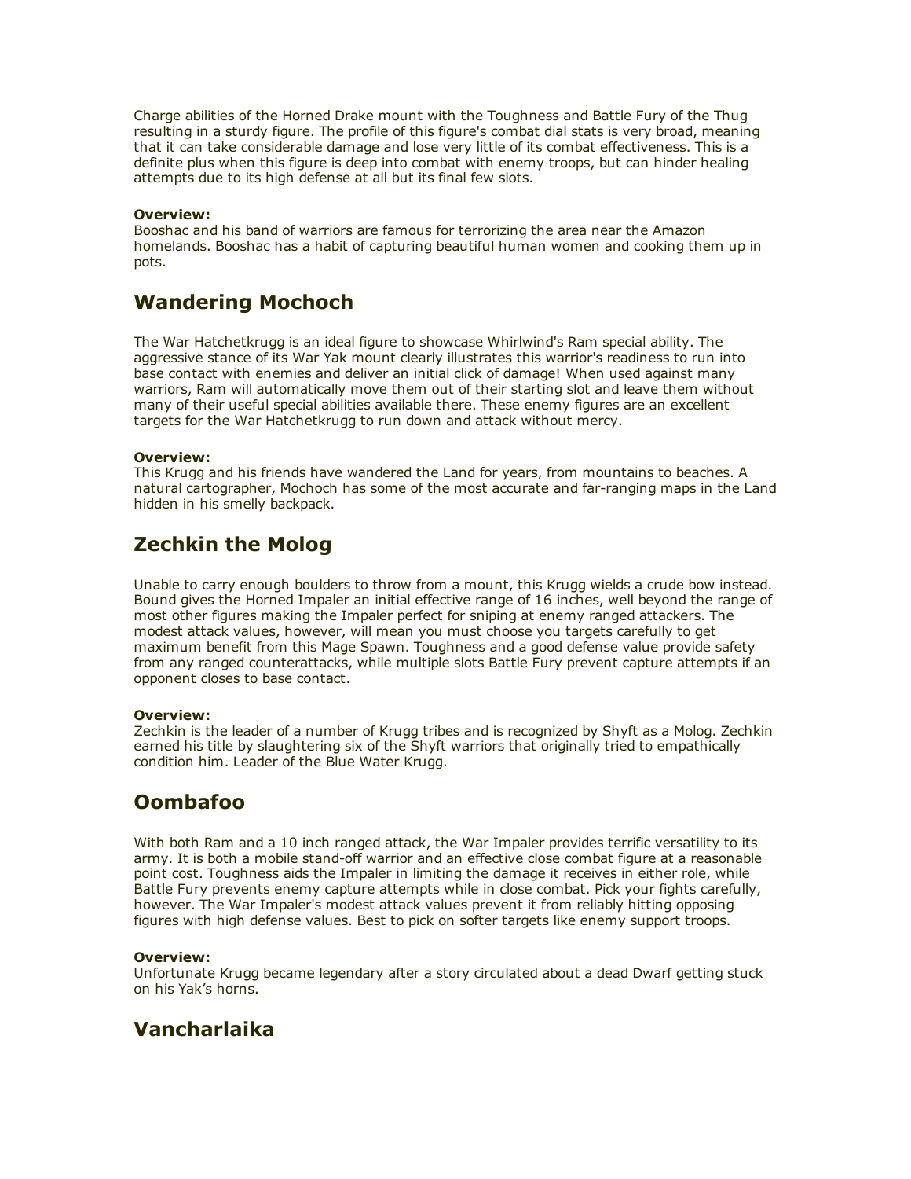Charge abilities of the Horned Drake mount with the Toughness and Battle Fury of the Thug resulting in a sturdy figure. The profile of this figure's combat dial stats is very broad, meaning that it can take considerable damage and lose very little of its combat effectiveness. This is a definite plus when this figure is deep into combat with enemy troops, but can hinder healing attempts due to its high defense at all but its final few slots.

**Overview:**
Booshac and his band of warriors are famous for terrorizing the area near the Amazon homelands. Booshac has a habit of capturing beautiful human women and cooking them up in pots.

## Wandering Mochoch

The War Hatchetkrugg is an ideal figure to showcase Whirlwind's Ram special ability. The aggressive stance of its War Yak mount clearly illustrates this warrior's readiness to run into base contact with enemies and deliver an initial click of damage! When used against many warriors, Ram will automatically move them out of their starting slot and leave them without many of their useful special abilities available there. These enemy figures are an excellent targets for the War Hatchetkrugg to run down and attack without mercy.

**Overview:**
This Krugg and his friends have wandered the Land for years, from mountains to beaches. A natural cartographer, Mochoch has some of the most accurate and far-ranging maps in the Land hidden in his smelly backpack.

## Zechkin the Molog

Unable to carry enough boulders to throw from a mount, this Krugg wields a crude bow instead. Bound gives the Horned Impaler an initial effective range of 16 inches, well beyond the range of most other figures making the Impaler perfect for sniping at enemy ranged attackers. The modest attack values, however, will mean you must choose you targets carefully to get maximum benefit from this Mage Spawn. Toughness and a good defense value provide safety from any ranged counterattacks, while multiple slots Battle Fury prevent capture attempts if an opponent closes to base contact.

**Overview:**
Zechkin is the leader of a number of Krugg tribes and is recognized by Shyft as a Molog. Zechkin earned his title by slaughtering six of the Shyft warriors that originally tried to empathically condition him. Leader of the Blue Water Krugg.

## Oombafoo

With both Ram and a 10 inch ranged attack, the War Impaler provides terrific versatility to its army. It is both a mobile stand-off warrior and an effective close combat figure at a reasonable point cost. Toughness aids the Impaler in limiting the damage it receives in either role, while Battle Fury prevents enemy capture attempts while in close combat. Pick your fights carefully, however. The War Impaler's modest attack values prevent it from reliably hitting opposing figures with high defense values. Best to pick on softer targets like enemy support troops.

**Overview:**
Unfortunate Krugg became legendary after a story circulated about a dead Dwarf getting stuck on his Yak's horns.

## Vancharlaika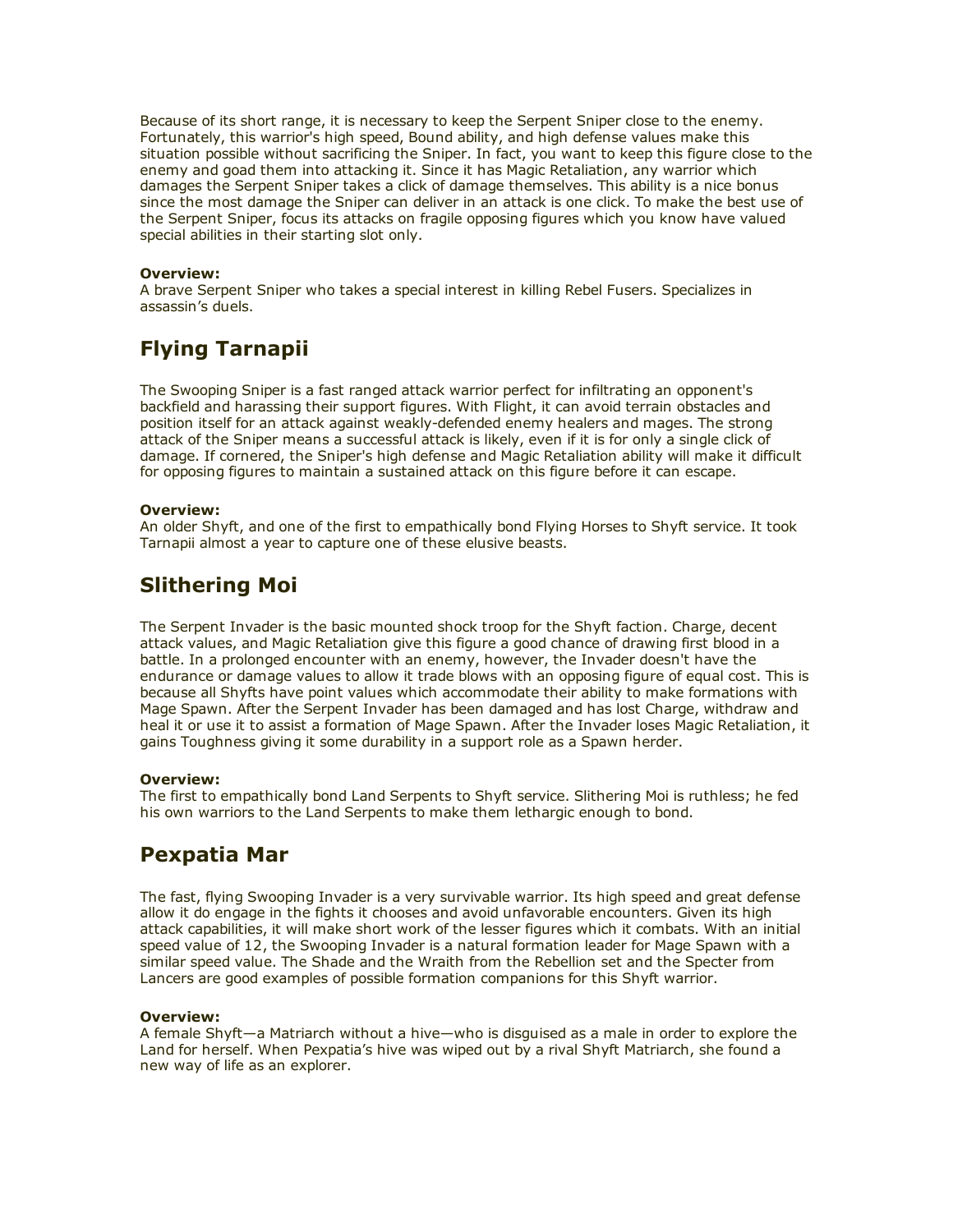Because of its short range, it is necessary to keep the Serpent Sniper close to the enemy. Fortunately, this warrior's high speed, Bound ability, and high defense values make this situation possible without sacrificing the Sniper. In fact, you want to keep this figure close to the enemy and goad them into attacking it. Since it has Magic Retaliation, any warrior which damages the Serpent Sniper takes a click of damage themselves. This ability is a nice bonus since the most damage the Sniper can deliver in an attack is one click. To make the best use of the Serpent Sniper, focus its attacks on fragile opposing figures which you know have valued special abilities in their starting slot only.

**Overview:**
A brave Serpent Sniper who takes a special interest in killing Rebel Fusers. Specializes in assassin's duels.

## Flying Tarnapii

The Swooping Sniper is a fast ranged attack warrior perfect for infiltrating an opponent's backfield and harassing their support figures. With Flight, it can avoid terrain obstacles and position itself for an attack against weakly-defended enemy healers and mages. The strong attack of the Sniper means a successful attack is likely, even if it is for only a single click of damage. If cornered, the Sniper's high defense and Magic Retaliation ability will make it difficult for opposing figures to maintain a sustained attack on this figure before it can escape.

**Overview:**
An older Shyft, and one of the first to empathically bond Flying Horses to Shyft service. It took Tarnapii almost a year to capture one of these elusive beasts.

## Slithering Moi

The Serpent Invader is the basic mounted shock troop for the Shyft faction. Charge, decent attack values, and Magic Retaliation give this figure a good chance of drawing first blood in a battle. In a prolonged encounter with an enemy, however, the Invader doesn't have the endurance or damage values to allow it trade blows with an opposing figure of equal cost. This is because all Shyfts have point values which accommodate their ability to make formations with Mage Spawn. After the Serpent Invader has been damaged and has lost Charge, withdraw and heal it or use it to assist a formation of Mage Spawn. After the Invader loses Magic Retaliation, it gains Toughness giving it some durability in a support role as a Spawn herder.

**Overview:**
The first to empathically bond Land Serpents to Shyft service. Slithering Moi is ruthless; he fed his own warriors to the Land Serpents to make them lethargic enough to bond.

## Pexpatia Mar

The fast, flying Swooping Invader is a very survivable warrior. Its high speed and great defense allow it do engage in the fights it chooses and avoid unfavorable encounters. Given its high attack capabilities, it will make short work of the lesser figures which it combats. With an initial speed value of 12, the Swooping Invader is a natural formation leader for Mage Spawn with a similar speed value. The Shade and the Wraith from the Rebellion set and the Specter from Lancers are good examples of possible formation companions for this Shyft warrior.

**Overview:**
A female Shyft—a Matriarch without a hive—who is disguised as a male in order to explore the Land for herself. When Pexpatia's hive was wiped out by a rival Shyft Matriarch, she found a new way of life as an explorer.